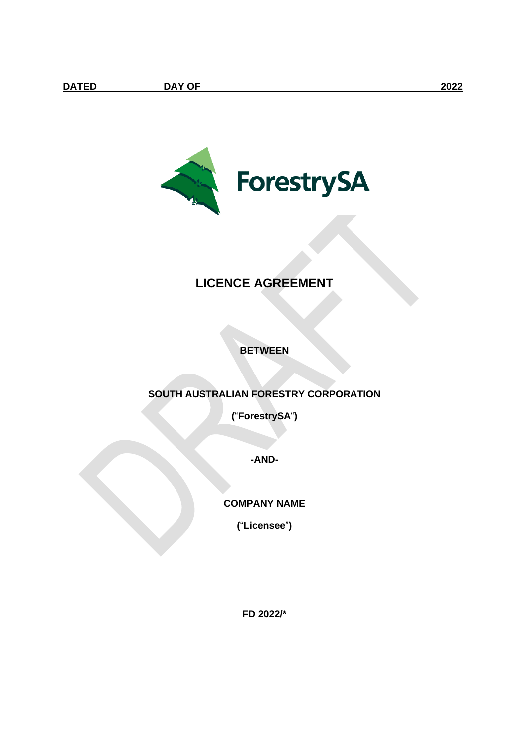**DATED DAY OF 2022**

ForestrySA

# LICENCE AGREEMENT

**BETWEEN**

**SOUTH AUSTRALIAN FORESTRY CORPORATION**

**("ForestrySA")**

**-AND-**

**COMPANY NAME**

**("Licensee")**

**FD 2022/***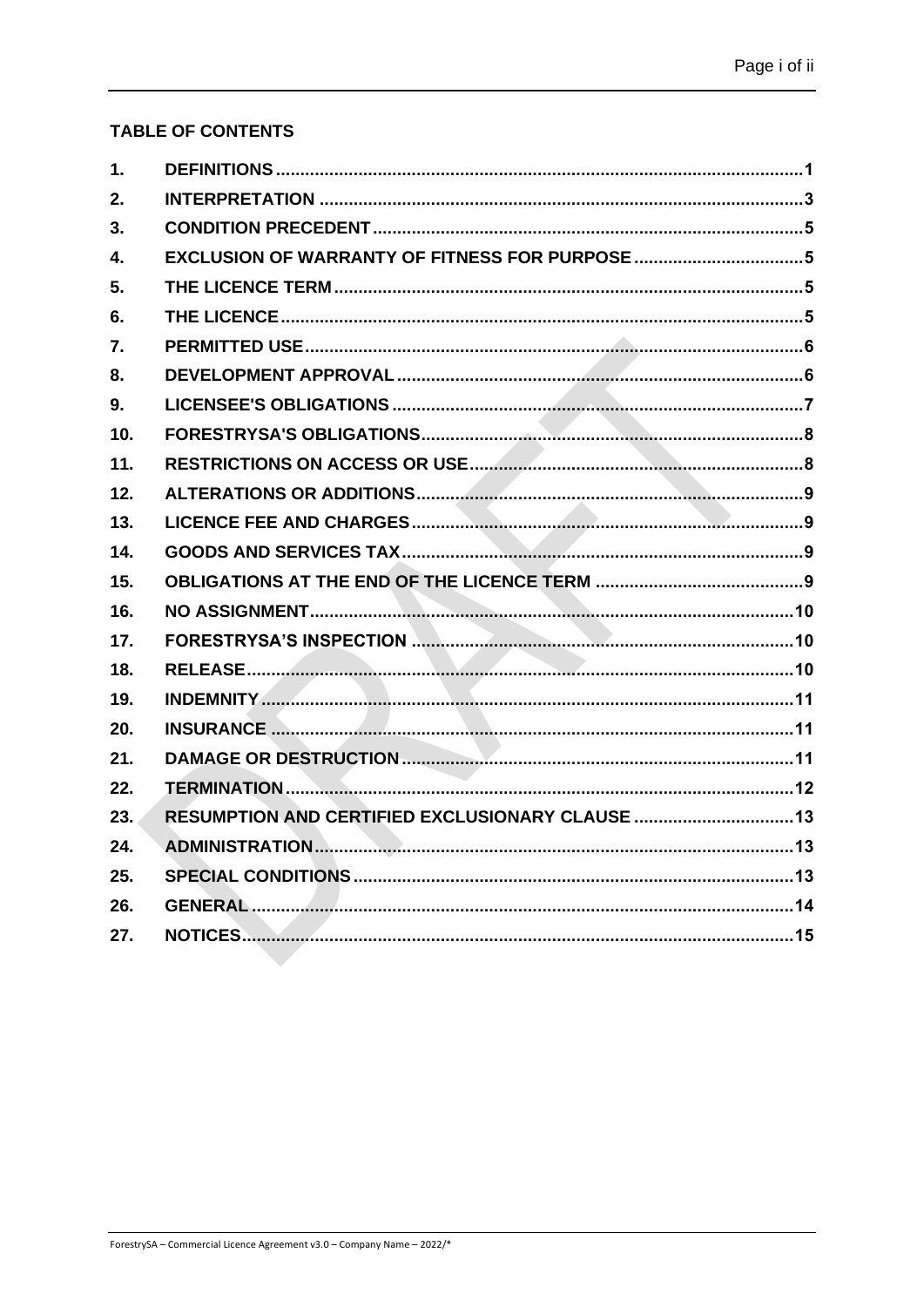**TABLE OF CONTENTS**

| | | |
|---|---|---|
| 1. | DEFINITIONS | 1 |
| 2. | INTERPRETATION | 3 |
| 3. | CONDITION PRECEDENT | 5 |
| 4. | EXCLUSION OF WARRANTY OF FITNESS FOR PURPOSE | 5 |
| 5. | THE LICENCE TERM | 5 |
| 6. | THE LICENCE | 5 |
| 7. | PERMITTED USE | 6 |
| 8. | DEVELOPMENT APPROVAL | 6 |
| 9. | LICENSEE'S OBLIGATIONS | 7 |
| 10. | FORESTRYSA'S OBLIGATIONS | 8 |
| 11. | RESTRICTIONS ON ACCESS OR USE | 8 |
| 12. | ALTERATIONS OR ADDITIONS | 9 |
| 13. | LICENCE FEE AND CHARGES | 9 |
| 14. | GOODS AND SERVICES TAX | 9 |
| 15. | OBLIGATIONS AT THE END OF THE LICENCE TERM | 9 |
| 16. | NO ASSIGNMENT | 10 |
| 17. | FORESTRYSA'S INSPECTION | 10 |
| 18. | RELEASE | 10 |
| 19. | INDEMNITY | 11 |
| 20. | INSURANCE | 11 |
| 21. | DAMAGE OR DESTRUCTION | 11 |
| 22. | TERMINATION | 12 |
| 23. | RESUMPTION AND CERTIFIED EXCLUSIONARY CLAUSE | 13 |
| 24. | ADMINISTRATION | 13 |
| 25. | SPECIAL CONDITIONS | 13 |
| 26. | GENERAL | 14 |
| 27. | NOTICES | 15 |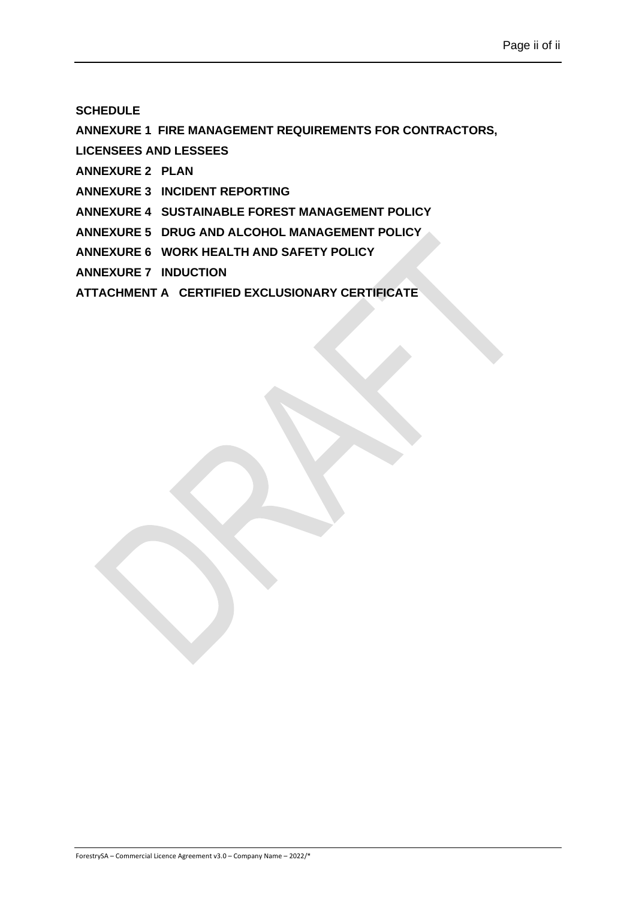**SCHEDULE**

**ANNEXURE 1 FIRE MANAGEMENT REQUIREMENTS FOR CONTRACTORS, LICENSEES AND LESSEES**

**ANNEXURE 2 PLAN**

**ANNEXURE 3 INCIDENT REPORTING**

**ANNEXURE 4 SUSTAINABLE FOREST MANAGEMENT POLICY**

**ANNEXURE 5 DRUG AND ALCOHOL MANAGEMENT POLICY**

**ANNEXURE 6 WORK HEALTH AND SAFETY POLICY**

**ANNEXURE 7 INDUCTION**

**ATTACHMENT A CERTIFIED EXCLUSIONARY CERTIFICATE**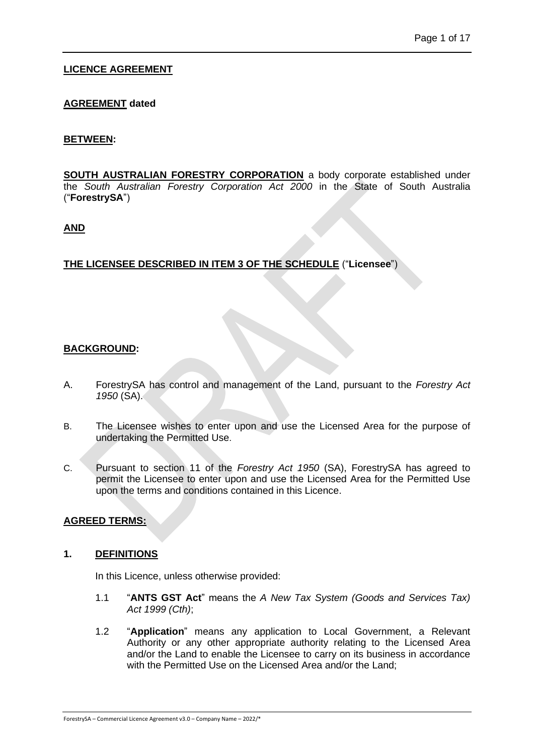**LICENCE AGREEMENT**

**AGREEMENT dated**

**BETWEEN:**

**SOUTH AUSTRALIAN FORESTRY CORPORATION** a body corporate established under the *South Australian Forestry Corporation Act 2000* in the State of South Australia ("**ForestrySA**")

**AND**

**THE LICENSEE DESCRIBED IN ITEM 3 OF THE SCHEDULE** ("**Licensee**")

**BACKGROUND:**

A. ForestrySA has control and management of the Land, pursuant to the *Forestry Act 1950* (SA).

B. The Licensee wishes to enter upon and use the Licensed Area for the purpose of undertaking the Permitted Use.

C. Pursuant to section 11 of the *Forestry Act 1950* (SA), ForestrySA has agreed to permit the Licensee to enter upon and use the Licensed Area for the Permitted Use upon the terms and conditions contained in this Licence.

**AGREED TERMS:**

**1. DEFINITIONS**

In this Licence, unless otherwise provided:

1.1 "**ANTS GST Act**" means the *A New Tax System (Goods and Services Tax) Act 1999 (Cth)*;

1.2 "**Application**" means any application to Local Government, a Relevant Authority or any other appropriate authority relating to the Licensed Area and/or the Land to enable the Licensee to carry on its business in accordance with the Permitted Use on the Licensed Area and/or the Land;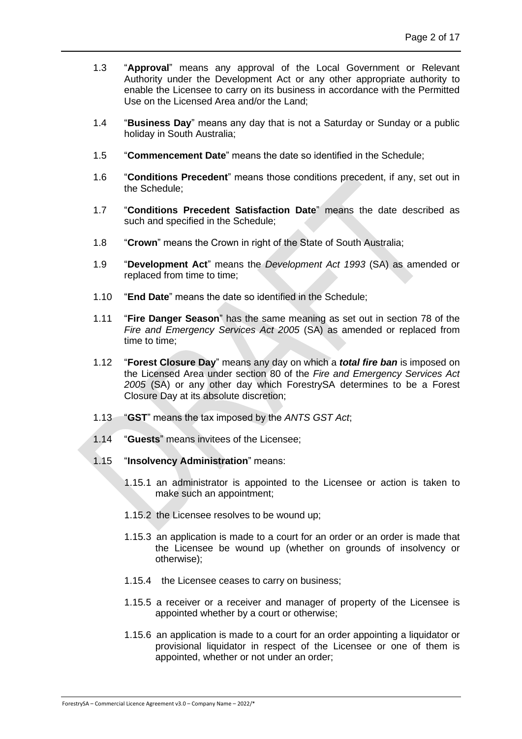1.3 "**Approval**" means any approval of the Local Government or Relevant Authority under the Development Act or any other appropriate authority to enable the Licensee to carry on its business in accordance with the Permitted Use on the Licensed Area and/or the Land;

1.4 "**Business Day**" means any day that is not a Saturday or Sunday or a public holiday in South Australia;

1.5 "**Commencement Date**" means the date so identified in the Schedule;

1.6 "**Conditions Precedent**" means those conditions precedent, if any, set out in the Schedule;

1.7 "**Conditions Precedent Satisfaction Date**" means the date described as such and specified in the Schedule;

1.8 "**Crown**" means the Crown in right of the State of South Australia;

1.9 "**Development Act**" means the *Development Act 1993* (SA) as amended or replaced from time to time;

1.10 "**End Date**" means the date so identified in the Schedule;

1.11 "**Fire Danger Season**" has the same meaning as set out in section 78 of the *Fire and Emergency Services Act 2005* (SA) as amended or replaced from time to time;

1.12 "**Forest Closure Day**" means any day on which a ***total fire ban*** is imposed on the Licensed Area under section 80 of the *Fire and Emergency Services Act 2005* (SA) or any other day which ForestrySA determines to be a Forest Closure Day at its absolute discretion;

1.13 "**GST**" means the tax imposed by the *ANTS GST Act*;

1.14 "**Guests**" means invitees of the Licensee;

1.15 "**Insolvency Administration**" means:

1.15.1 an administrator is appointed to the Licensee or action is taken to make such an appointment;

1.15.2 the Licensee resolves to be wound up;

1.15.3 an application is made to a court for an order or an order is made that the Licensee be wound up (whether on grounds of insolvency or otherwise);

1.15.4 the Licensee ceases to carry on business;

1.15.5 a receiver or a receiver and manager of property of the Licensee is appointed whether by a court or otherwise;

1.15.6 an application is made to a court for an order appointing a liquidator or provisional liquidator in respect of the Licensee or one of them is appointed, whether or not under an order;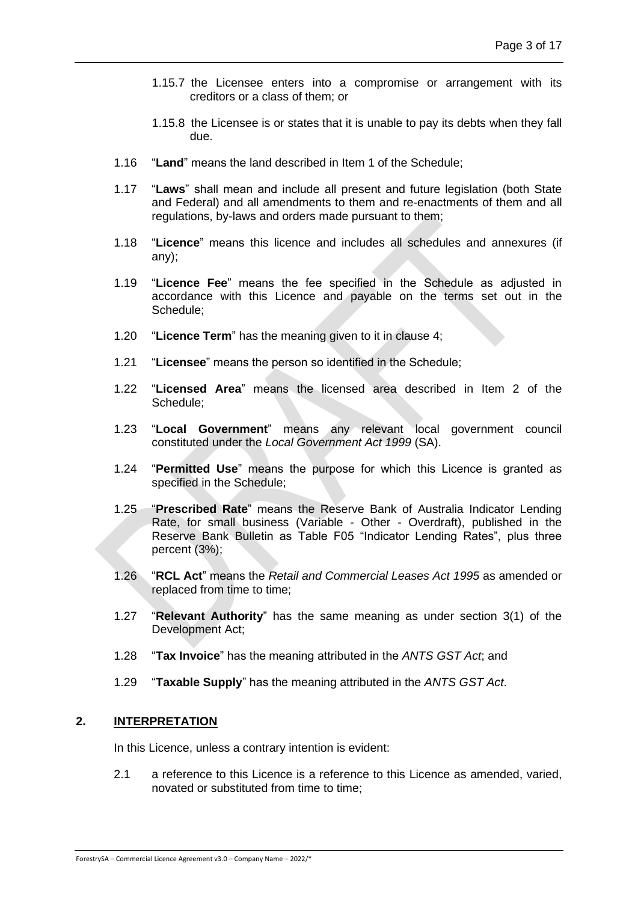1.15.7 the Licensee enters into a compromise or arrangement with its creditors or a class of them; or

1.15.8 the Licensee is or states that it is unable to pay its debts when they fall due.

1.16 "**Land**" means the land described in Item 1 of the Schedule;

1.17 "**Laws**" shall mean and include all present and future legislation (both State and Federal) and all amendments to them and re-enactments of them and all regulations, by-laws and orders made pursuant to them;

1.18 "**Licence**" means this licence and includes all schedules and annexures (if any);

1.19 "**Licence Fee**" means the fee specified in the Schedule as adjusted in accordance with this Licence and payable on the terms set out in the Schedule;

1.20 "**Licence Term**" has the meaning given to it in clause 4;

1.21 "**Licensee**" means the person so identified in the Schedule;

1.22 "**Licensed Area**" means the licensed area described in Item 2 of the Schedule;

1.23 "**Local Government**" means any relevant local government council constituted under the *Local Government Act 1999* (SA).

1.24 "**Permitted Use**" means the purpose for which this Licence is granted as specified in the Schedule;

1.25 "**Prescribed Rate**" means the Reserve Bank of Australia Indicator Lending Rate, for small business (Variable - Other - Overdraft), published in the Reserve Bank Bulletin as Table F05 "Indicator Lending Rates", plus three percent (3%);

1.26 "**RCL Act**" means the *Retail and Commercial Leases Act 1995* as amended or replaced from time to time;

1.27 "**Relevant Authority**" has the same meaning as under section 3(1) of the Development Act;

1.28 "**Tax Invoice**" has the meaning attributed in the *ANTS GST Act*; and

1.29 "**Taxable Supply**" has the meaning attributed in the *ANTS GST Act*.

## 2. INTERPRETATION

In this Licence, unless a contrary intention is evident:

2.1 a reference to this Licence is a reference to this Licence as amended, varied, novated or substituted from time to time;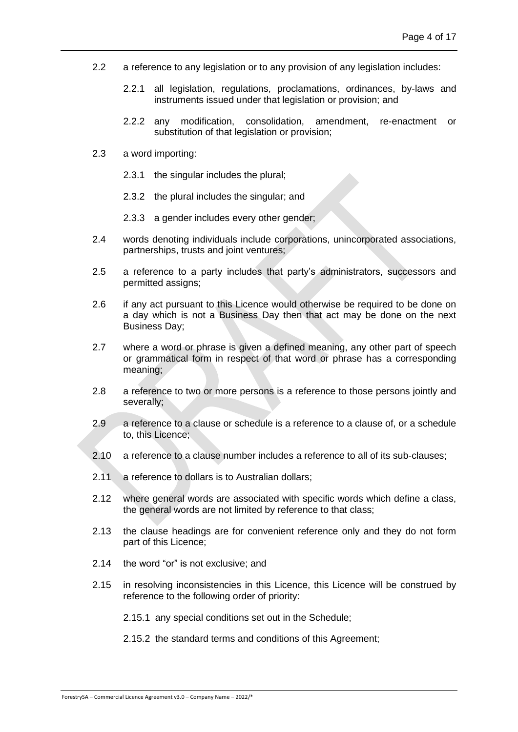2.2 a reference to any legislation or to any provision of any legislation includes:

2.2.1 all legislation, regulations, proclamations, ordinances, by-laws and instruments issued under that legislation or provision; and

2.2.2 any modification, consolidation, amendment, re-enactment or substitution of that legislation or provision;

2.3 a word importing:

2.3.1 the singular includes the plural;

2.3.2 the plural includes the singular; and

2.3.3 a gender includes every other gender;

2.4 words denoting individuals include corporations, unincorporated associations, partnerships, trusts and joint ventures;

2.5 a reference to a party includes that party's administrators, successors and permitted assigns;

2.6 if any act pursuant to this Licence would otherwise be required to be done on a day which is not a Business Day then that act may be done on the next Business Day;

2.7 where a word or phrase is given a defined meaning, any other part of speech or grammatical form in respect of that word or phrase has a corresponding meaning;

2.8 a reference to two or more persons is a reference to those persons jointly and severally;

2.9 a reference to a clause or schedule is a reference to a clause of, or a schedule to, this Licence;

2.10 a reference to a clause number includes a reference to all of its sub-clauses;

2.11 a reference to dollars is to Australian dollars;

2.12 where general words are associated with specific words which define a class, the general words are not limited by reference to that class;

2.13 the clause headings are for convenient reference only and they do not form part of this Licence;

2.14 the word "or" is not exclusive; and

2.15 in resolving inconsistencies in this Licence, this Licence will be construed by reference to the following order of priority:

2.15.1 any special conditions set out in the Schedule;

2.15.2 the standard terms and conditions of this Agreement;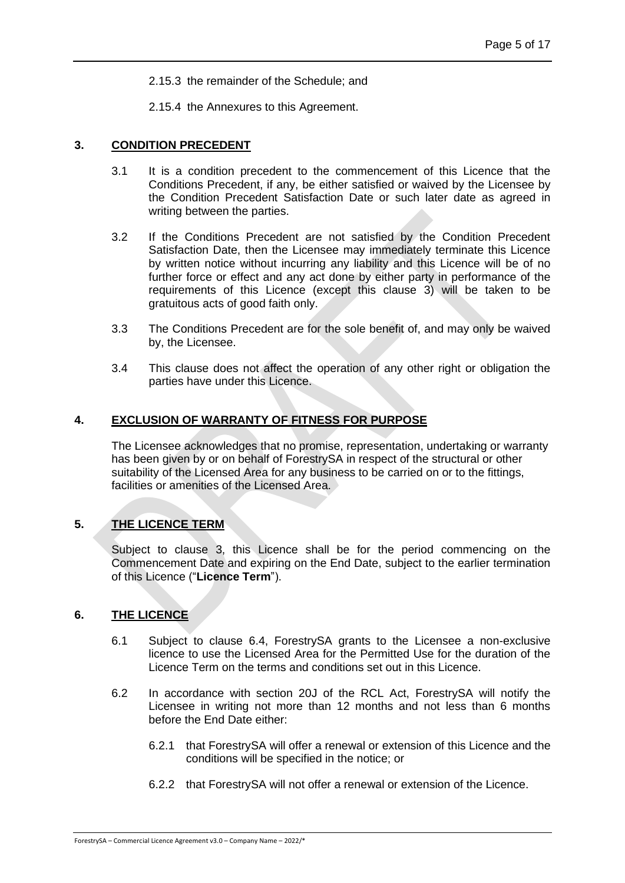2.15.3 the remainder of the Schedule; and

2.15.4 the Annexures to this Agreement.

## 3. CONDITION PRECEDENT

3.1 It is a condition precedent to the commencement of this Licence that the Conditions Precedent, if any, be either satisfied or waived by the Licensee by the Condition Precedent Satisfaction Date or such later date as agreed in writing between the parties.

3.2 If the Conditions Precedent are not satisfied by the Condition Precedent Satisfaction Date, then the Licensee may immediately terminate this Licence by written notice without incurring any liability and this Licence will be of no further force or effect and any act done by either party in performance of the requirements of this Licence (except this clause 3) will be taken to be gratuitous acts of good faith only.

3.3 The Conditions Precedent are for the sole benefit of, and may only be waived by, the Licensee.

3.4 This clause does not affect the operation of any other right or obligation the parties have under this Licence.

## 4. EXCLUSION OF WARRANTY OF FITNESS FOR PURPOSE

The Licensee acknowledges that no promise, representation, undertaking or warranty has been given by or on behalf of ForestrySA in respect of the structural or other suitability of the Licensed Area for any business to be carried on or to the fittings, facilities or amenities of the Licensed Area.

## 5. THE LICENCE TERM

Subject to clause 3, this Licence shall be for the period commencing on the Commencement Date and expiring on the End Date, subject to the earlier termination of this Licence ("**Licence Term**").

## 6. THE LICENCE

6.1 Subject to clause 6.4, ForestrySA grants to the Licensee a non-exclusive licence to use the Licensed Area for the Permitted Use for the duration of the Licence Term on the terms and conditions set out in this Licence.

6.2 In accordance with section 20J of the RCL Act, ForestrySA will notify the Licensee in writing not more than 12 months and not less than 6 months before the End Date either:

6.2.1 that ForestrySA will offer a renewal or extension of this Licence and the conditions will be specified in the notice; or

6.2.2 that ForestrySA will not offer a renewal or extension of the Licence.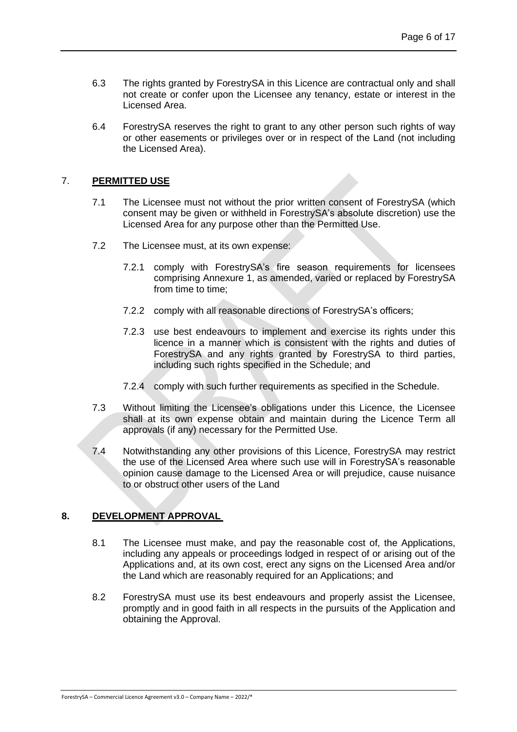6.3 The rights granted by ForestrySA in this Licence are contractual only and shall not create or confer upon the Licensee any tenancy, estate or interest in the Licensed Area.

6.4 ForestrySA reserves the right to grant to any other person such rights of way or other easements or privileges over or in respect of the Land (not including the Licensed Area).

## 7. PERMITTED USE

7.1 The Licensee must not without the prior written consent of ForestrySA (which consent may be given or withheld in ForestrySA's absolute discretion) use the Licensed Area for any purpose other than the Permitted Use.

7.2 The Licensee must, at its own expense:

7.2.1 comply with ForestrySA's fire season requirements for licensees comprising Annexure 1, as amended, varied or replaced by ForestrySA from time to time;

7.2.2 comply with all reasonable directions of ForestrySA's officers;

7.2.3 use best endeavours to implement and exercise its rights under this licence in a manner which is consistent with the rights and duties of ForestrySA and any rights granted by ForestrySA to third parties, including such rights specified in the Schedule; and

7.2.4 comply with such further requirements as specified in the Schedule.

7.3 Without limiting the Licensee's obligations under this Licence, the Licensee shall at its own expense obtain and maintain during the Licence Term all approvals (if any) necessary for the Permitted Use.

7.4 Notwithstanding any other provisions of this Licence, ForestrySA may restrict the use of the Licensed Area where such use will in ForestrySA's reasonable opinion cause damage to the Licensed Area or will prejudice, cause nuisance to or obstruct other users of the Land

## 8. DEVELOPMENT APPROVAL

8.1 The Licensee must make, and pay the reasonable cost of, the Applications, including any appeals or proceedings lodged in respect of or arising out of the Applications and, at its own cost, erect any signs on the Licensed Area and/or the Land which are reasonably required for an Applications; and

8.2 ForestrySA must use its best endeavours and properly assist the Licensee, promptly and in good faith in all respects in the pursuits of the Application and obtaining the Approval.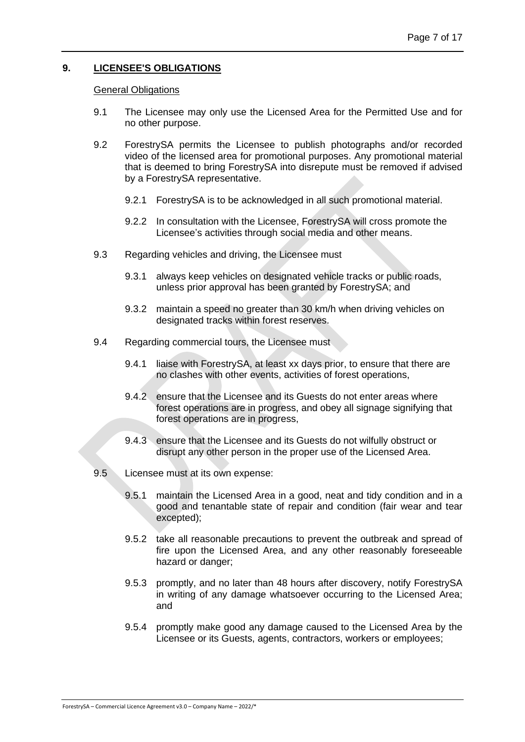## 9. LICENSEE'S OBLIGATIONS

General Obligations

9.1 The Licensee may only use the Licensed Area for the Permitted Use and for no other purpose.

9.2 ForestrySA permits the Licensee to publish photographs and/or recorded video of the licensed area for promotional purposes. Any promotional material that is deemed to bring ForestrySA into disrepute must be removed if advised by a ForestrySA representative.

- 9.2.1 ForestrySA is to be acknowledged in all such promotional material.

- 9.2.2 In consultation with the Licensee, ForestrySA will cross promote the Licensee's activities through social media and other means.

9.3 Regarding vehicles and driving, the Licensee must

- 9.3.1 always keep vehicles on designated vehicle tracks or public roads, unless prior approval has been granted by ForestrySA; and

- 9.3.2 maintain a speed no greater than 30 km/h when driving vehicles on designated tracks within forest reserves.

9.4 Regarding commercial tours, the Licensee must

- 9.4.1 liaise with ForestrySA, at least xx days prior, to ensure that there are no clashes with other events, activities of forest operations,

- 9.4.2 ensure that the Licensee and its Guests do not enter areas where forest operations are in progress, and obey all signage signifying that forest operations are in progress,

- 9.4.3 ensure that the Licensee and its Guests do not wilfully obstruct or disrupt any other person in the proper use of the Licensed Area.

9.5 Licensee must at its own expense:

- 9.5.1 maintain the Licensed Area in a good, neat and tidy condition and in a good and tenantable state of repair and condition (fair wear and tear excepted);

- 9.5.2 take all reasonable precautions to prevent the outbreak and spread of fire upon the Licensed Area, and any other reasonably foreseeable hazard or danger;

- 9.5.3 promptly, and no later than 48 hours after discovery, notify ForestrySA in writing of any damage whatsoever occurring to the Licensed Area; and

- 9.5.4 promptly make good any damage caused to the Licensed Area by the Licensee or its Guests, agents, contractors, workers or employees;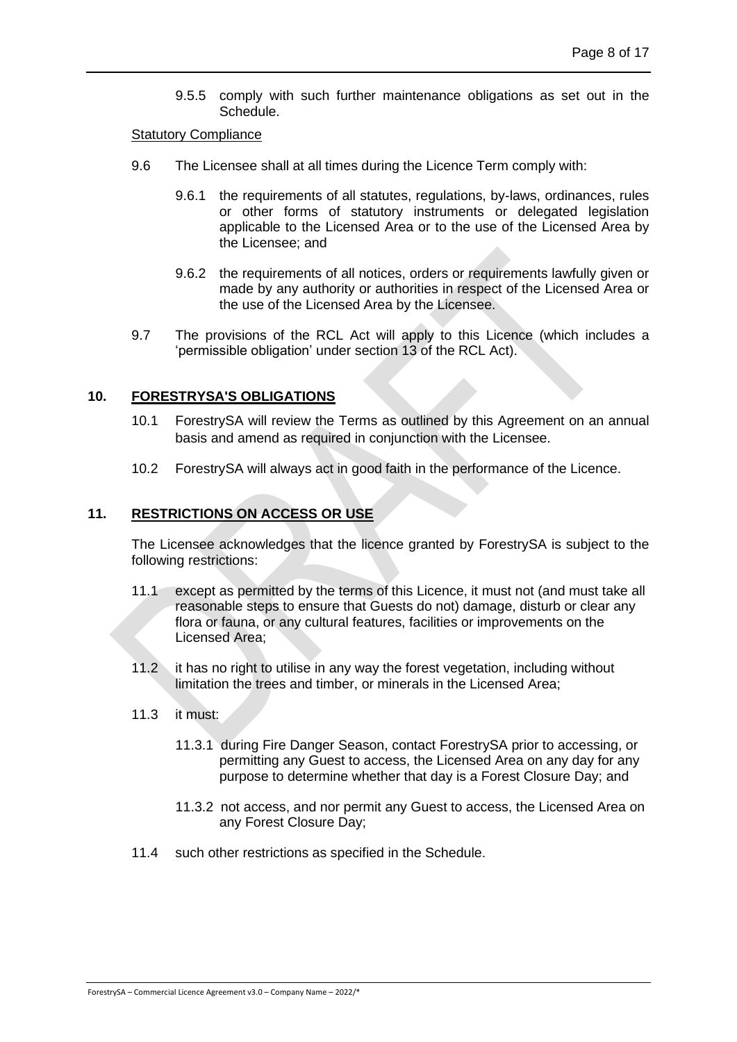9.5.5 comply with such further maintenance obligations as set out in the Schedule.

Statutory Compliance

9.6 The Licensee shall at all times during the Licence Term comply with:

9.6.1 the requirements of all statutes, regulations, by-laws, ordinances, rules or other forms of statutory instruments or delegated legislation applicable to the Licensed Area or to the use of the Licensed Area by the Licensee; and

9.6.2 the requirements of all notices, orders or requirements lawfully given or made by any authority or authorities in respect of the Licensed Area or the use of the Licensed Area by the Licensee.

9.7 The provisions of the RCL Act will apply to this Licence (which includes a 'permissible obligation' under section 13 of the RCL Act).

## 10. FORESTRYSA'S OBLIGATIONS

10.1 ForestrySA will review the Terms as outlined by this Agreement on an annual basis and amend as required in conjunction with the Licensee.

10.2 ForestrySA will always act in good faith in the performance of the Licence.

## 11. RESTRICTIONS ON ACCESS OR USE

The Licensee acknowledges that the licence granted by ForestrySA is subject to the following restrictions:

11.1 except as permitted by the terms of this Licence, it must not (and must take all reasonable steps to ensure that Guests do not) damage, disturb or clear any flora or fauna, or any cultural features, facilities or improvements on the Licensed Area;

11.2 it has no right to utilise in any way the forest vegetation, including without limitation the trees and timber, or minerals in the Licensed Area;

11.3 it must:

11.3.1 during Fire Danger Season, contact ForestrySA prior to accessing, or permitting any Guest to access, the Licensed Area on any day for any purpose to determine whether that day is a Forest Closure Day; and

11.3.2 not access, and nor permit any Guest to access, the Licensed Area on any Forest Closure Day;

11.4 such other restrictions as specified in the Schedule.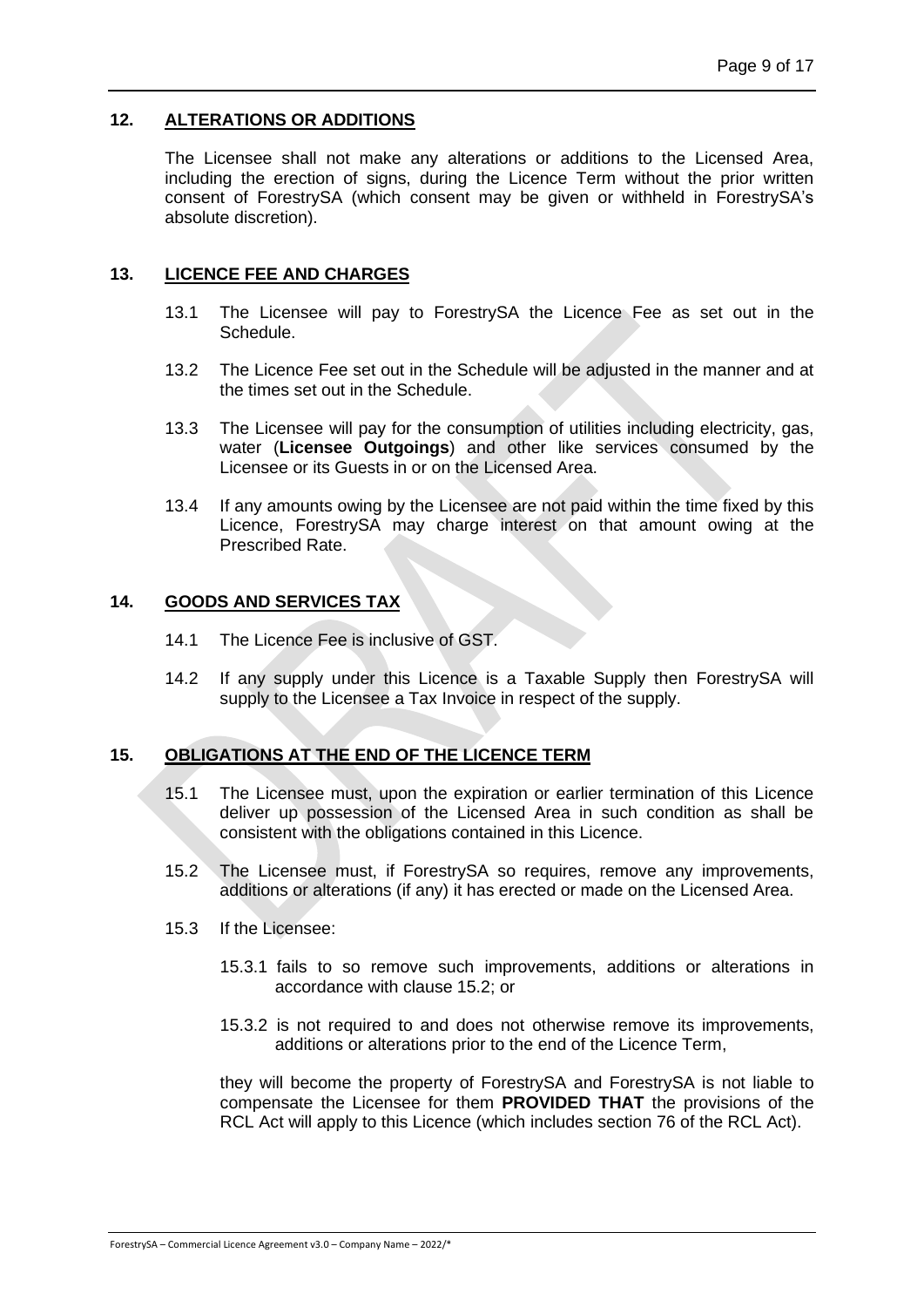## 12. ALTERATIONS OR ADDITIONS

The Licensee shall not make any alterations or additions to the Licensed Area, including the erection of signs, during the Licence Term without the prior written consent of ForestrySA (which consent may be given or withheld in ForestrySA's absolute discretion).

## 13. LICENCE FEE AND CHARGES

13.1 The Licensee will pay to ForestrySA the Licence Fee as set out in the Schedule.

13.2 The Licence Fee set out in the Schedule will be adjusted in the manner and at the times set out in the Schedule.

13.3 The Licensee will pay for the consumption of utilities including electricity, gas, water (**Licensee Outgoings**) and other like services consumed by the Licensee or its Guests in or on the Licensed Area.

13.4 If any amounts owing by the Licensee are not paid within the time fixed by this Licence, ForestrySA may charge interest on that amount owing at the Prescribed Rate.

## 14. GOODS AND SERVICES TAX

14.1 The Licence Fee is inclusive of GST.

14.2 If any supply under this Licence is a Taxable Supply then ForestrySA will supply to the Licensee a Tax Invoice in respect of the supply.

## 15. OBLIGATIONS AT THE END OF THE LICENCE TERM

15.1 The Licensee must, upon the expiration or earlier termination of this Licence deliver up possession of the Licensed Area in such condition as shall be consistent with the obligations contained in this Licence.

15.2 The Licensee must, if ForestrySA so requires, remove any improvements, additions or alterations (if any) it has erected or made on the Licensed Area.

15.3 If the Licensee:

15.3.1 fails to so remove such improvements, additions or alterations in accordance with clause 15.2; or

15.3.2 is not required to and does not otherwise remove its improvements, additions or alterations prior to the end of the Licence Term,

they will become the property of ForestrySA and ForestrySA is not liable to compensate the Licensee for them **PROVIDED THAT** the provisions of the RCL Act will apply to this Licence (which includes section 76 of the RCL Act).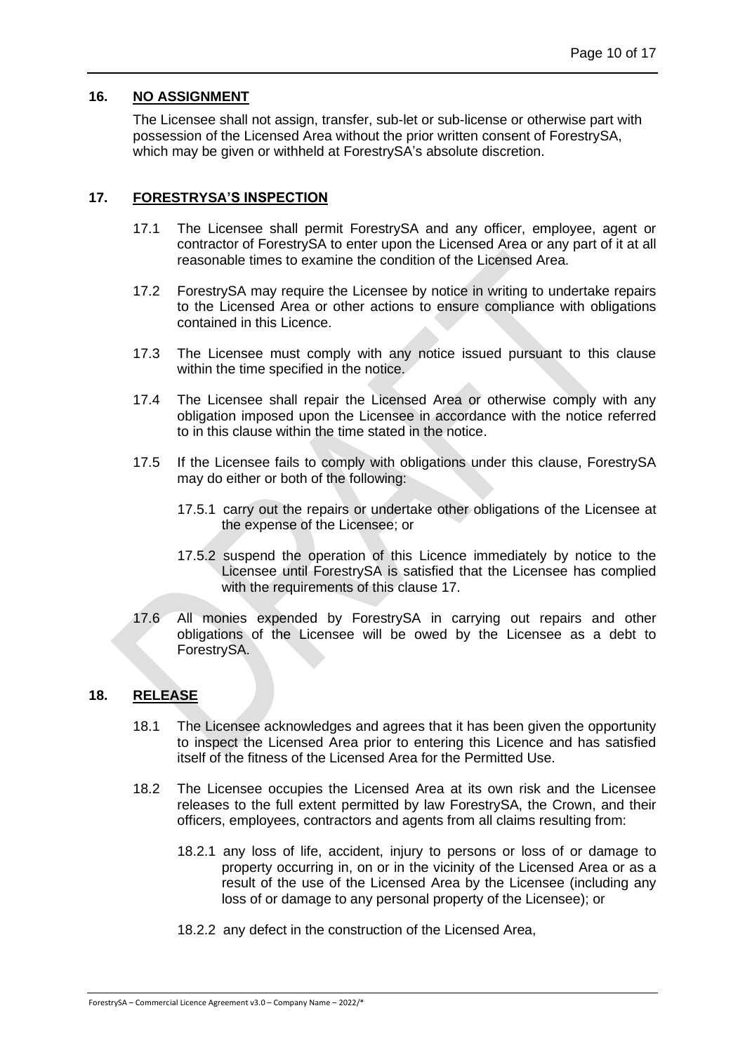## 16. NO ASSIGNMENT

The Licensee shall not assign, transfer, sub-let or sub-license or otherwise part with possession of the Licensed Area without the prior written consent of ForestrySA, which may be given or withheld at ForestrySA's absolute discretion.

## 17. FORESTRYSA'S INSPECTION

17.1 The Licensee shall permit ForestrySA and any officer, employee, agent or contractor of ForestrySA to enter upon the Licensed Area or any part of it at all reasonable times to examine the condition of the Licensed Area.

17.2 ForestrySA may require the Licensee by notice in writing to undertake repairs to the Licensed Area or other actions to ensure compliance with obligations contained in this Licence.

17.3 The Licensee must comply with any notice issued pursuant to this clause within the time specified in the notice.

17.4 The Licensee shall repair the Licensed Area or otherwise comply with any obligation imposed upon the Licensee in accordance with the notice referred to in this clause within the time stated in the notice.

17.5 If the Licensee fails to comply with obligations under this clause, ForestrySA may do either or both of the following:

17.5.1 carry out the repairs or undertake other obligations of the Licensee at the expense of the Licensee; or

17.5.2 suspend the operation of this Licence immediately by notice to the Licensee until ForestrySA is satisfied that the Licensee has complied with the requirements of this clause 17.

17.6 All monies expended by ForestrySA in carrying out repairs and other obligations of the Licensee will be owed by the Licensee as a debt to ForestrySA.

## 18. RELEASE

18.1 The Licensee acknowledges and agrees that it has been given the opportunity to inspect the Licensed Area prior to entering this Licence and has satisfied itself of the fitness of the Licensed Area for the Permitted Use.

18.2 The Licensee occupies the Licensed Area at its own risk and the Licensee releases to the full extent permitted by law ForestrySA, the Crown, and their officers, employees, contractors and agents from all claims resulting from:

18.2.1 any loss of life, accident, injury to persons or loss of or damage to property occurring in, on or in the vicinity of the Licensed Area or as a result of the use of the Licensed Area by the Licensee (including any loss of or damage to any personal property of the Licensee); or

18.2.2 any defect in the construction of the Licensed Area,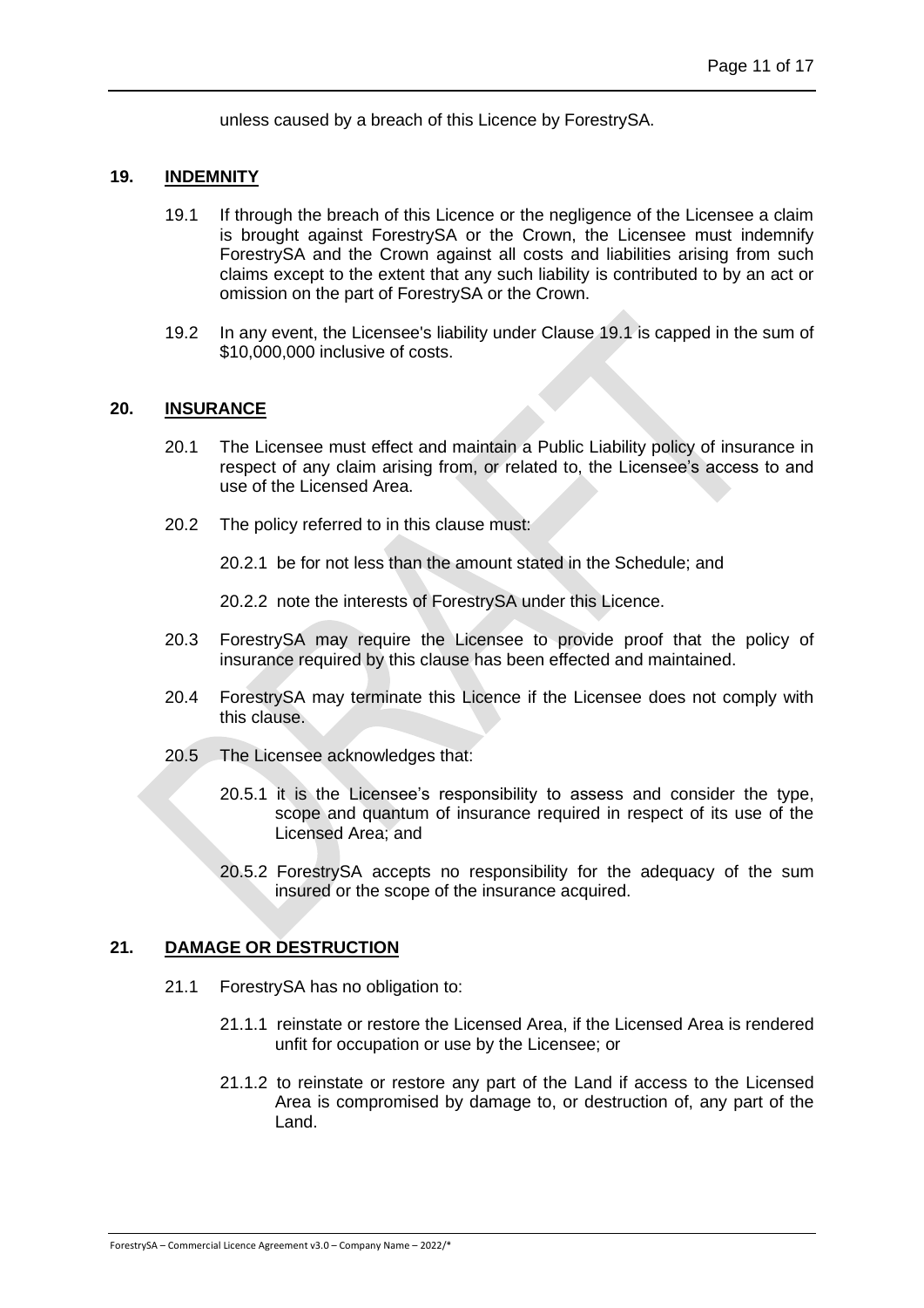unless caused by a breach of this Licence by ForestrySA.

## 19. INDEMNITY

19.1 If through the breach of this Licence or the negligence of the Licensee a claim is brought against ForestrySA or the Crown, the Licensee must indemnify ForestrySA and the Crown against all costs and liabilities arising from such claims except to the extent that any such liability is contributed to by an act or omission on the part of ForestrySA or the Crown.

19.2 In any event, the Licensee's liability under Clause 19.1 is capped in the sum of $10,000,000 inclusive of costs.

## 20. INSURANCE

20.1 The Licensee must effect and maintain a Public Liability policy of insurance in respect of any claim arising from, or related to, the Licensee's access to and use of the Licensed Area.

20.2 The policy referred to in this clause must:

20.2.1 be for not less than the amount stated in the Schedule; and

20.2.2 note the interests of ForestrySA under this Licence.

20.3 ForestrySA may require the Licensee to provide proof that the policy of insurance required by this clause has been effected and maintained.

20.4 ForestrySA may terminate this Licence if the Licensee does not comply with this clause.

20.5 The Licensee acknowledges that:

20.5.1 it is the Licensee's responsibility to assess and consider the type, scope and quantum of insurance required in respect of its use of the Licensed Area; and

20.5.2 ForestrySA accepts no responsibility for the adequacy of the sum insured or the scope of the insurance acquired.

## 21. DAMAGE OR DESTRUCTION

21.1 ForestrySA has no obligation to:

21.1.1 reinstate or restore the Licensed Area, if the Licensed Area is rendered unfit for occupation or use by the Licensee; or

21.1.2 to reinstate or restore any part of the Land if access to the Licensed Area is compromised by damage to, or destruction of, any part of the Land.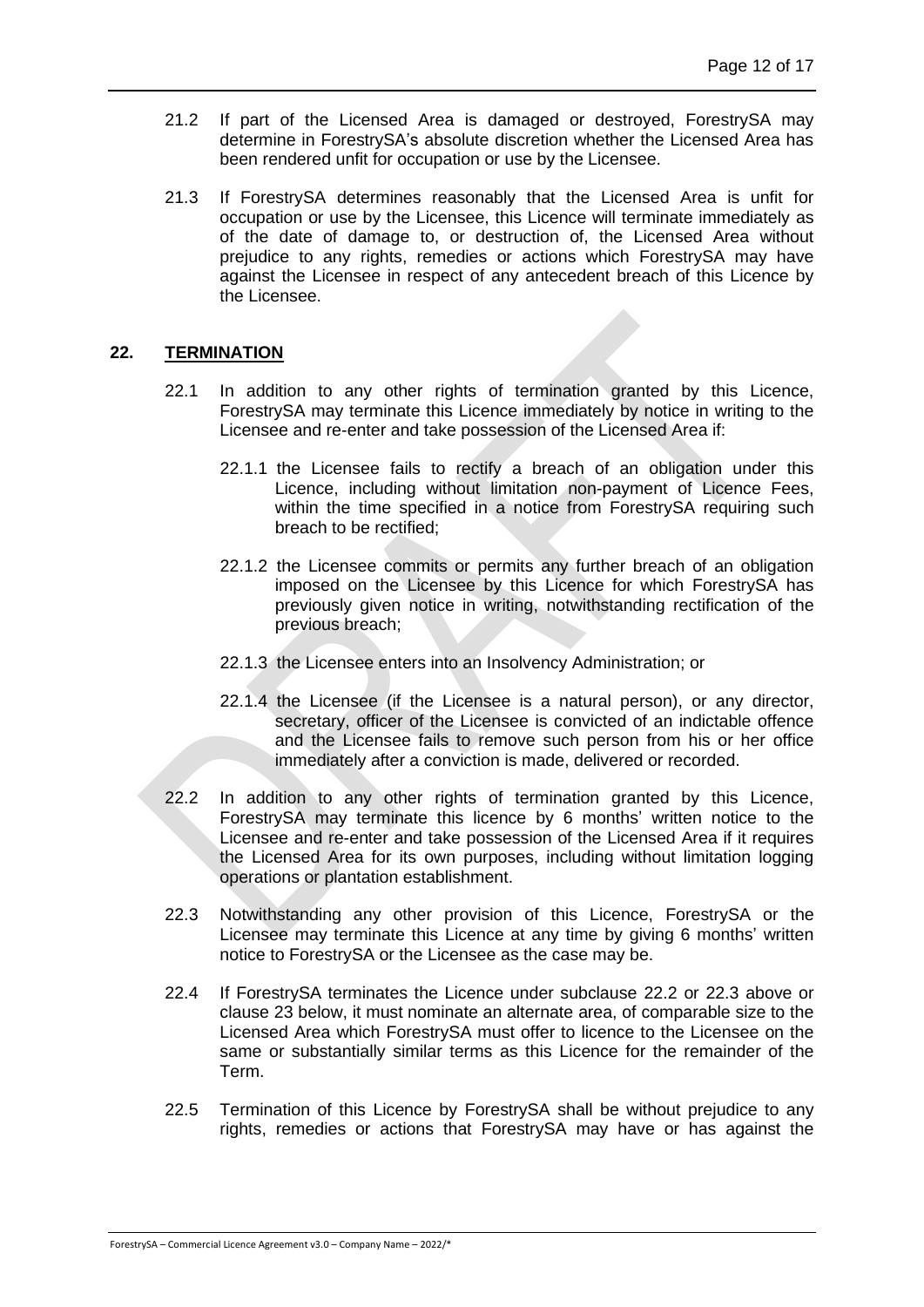21.2 If part of the Licensed Area is damaged or destroyed, ForestrySA may determine in ForestrySA's absolute discretion whether the Licensed Area has been rendered unfit for occupation or use by the Licensee.

21.3 If ForestrySA determines reasonably that the Licensed Area is unfit for occupation or use by the Licensee, this Licence will terminate immediately as of the date of damage to, or destruction of, the Licensed Area without prejudice to any rights, remedies or actions which ForestrySA may have against the Licensee in respect of any antecedent breach of this Licence by the Licensee.

## 22. TERMINATION

22.1 In addition to any other rights of termination granted by this Licence, ForestrySA may terminate this Licence immediately by notice in writing to the Licensee and re-enter and take possession of the Licensed Area if:

22.1.1 the Licensee fails to rectify a breach of an obligation under this Licence, including without limitation non-payment of Licence Fees, within the time specified in a notice from ForestrySA requiring such breach to be rectified;

22.1.2 the Licensee commits or permits any further breach of an obligation imposed on the Licensee by this Licence for which ForestrySA has previously given notice in writing, notwithstanding rectification of the previous breach;

22.1.3 the Licensee enters into an Insolvency Administration; or

22.1.4 the Licensee (if the Licensee is a natural person), or any director, secretary, officer of the Licensee is convicted of an indictable offence and the Licensee fails to remove such person from his or her office immediately after a conviction is made, delivered or recorded.

22.2 In addition to any other rights of termination granted by this Licence, ForestrySA may terminate this licence by 6 months' written notice to the Licensee and re-enter and take possession of the Licensed Area if it requires the Licensed Area for its own purposes, including without limitation logging operations or plantation establishment.

22.3 Notwithstanding any other provision of this Licence, ForestrySA or the Licensee may terminate this Licence at any time by giving 6 months' written notice to ForestrySA or the Licensee as the case may be.

22.4 If ForestrySA terminates the Licence under subclause 22.2 or 22.3 above or clause 23 below, it must nominate an alternate area, of comparable size to the Licensed Area which ForestrySA must offer to licence to the Licensee on the same or substantially similar terms as this Licence for the remainder of the Term.

22.5 Termination of this Licence by ForestrySA shall be without prejudice to any rights, remedies or actions that ForestrySA may have or has against the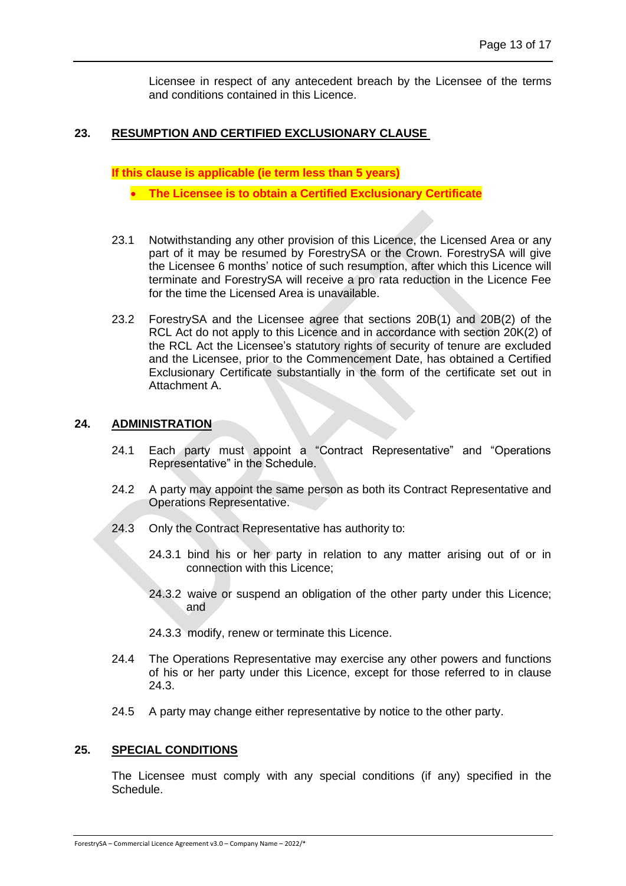Licensee in respect of any antecedent breach by the Licensee of the terms and conditions contained in this Licence.

## 23. RESUMPTION AND CERTIFIED EXCLUSIONARY CLAUSE

**If this clause is applicable (ie term less than 5 years)**

- **The Licensee is to obtain a Certified Exclusionary Certificate**

23.1 Notwithstanding any other provision of this Licence, the Licensed Area or any part of it may be resumed by ForestrySA or the Crown. ForestrySA will give the Licensee 6 months' notice of such resumption, after which this Licence will terminate and ForestrySA will receive a pro rata reduction in the Licence Fee for the time the Licensed Area is unavailable.

23.2 ForestrySA and the Licensee agree that sections 20B(1) and 20B(2) of the RCL Act do not apply to this Licence and in accordance with section 20K(2) of the RCL Act the Licensee's statutory rights of security of tenure are excluded and the Licensee, prior to the Commencement Date, has obtained a Certified Exclusionary Certificate substantially in the form of the certificate set out in Attachment A.

## 24. ADMINISTRATION

24.1 Each party must appoint a "Contract Representative" and "Operations Representative" in the Schedule.

24.2 A party may appoint the same person as both its Contract Representative and Operations Representative.

24.3 Only the Contract Representative has authority to:

24.3.1 bind his or her party in relation to any matter arising out of or in connection with this Licence;

24.3.2 waive or suspend an obligation of the other party under this Licence; and

24.3.3 modify, renew or terminate this Licence.

24.4 The Operations Representative may exercise any other powers and functions of his or her party under this Licence, except for those referred to in clause 24.3.

24.5 A party may change either representative by notice to the other party.

## 25. SPECIAL CONDITIONS

The Licensee must comply with any special conditions (if any) specified in the Schedule.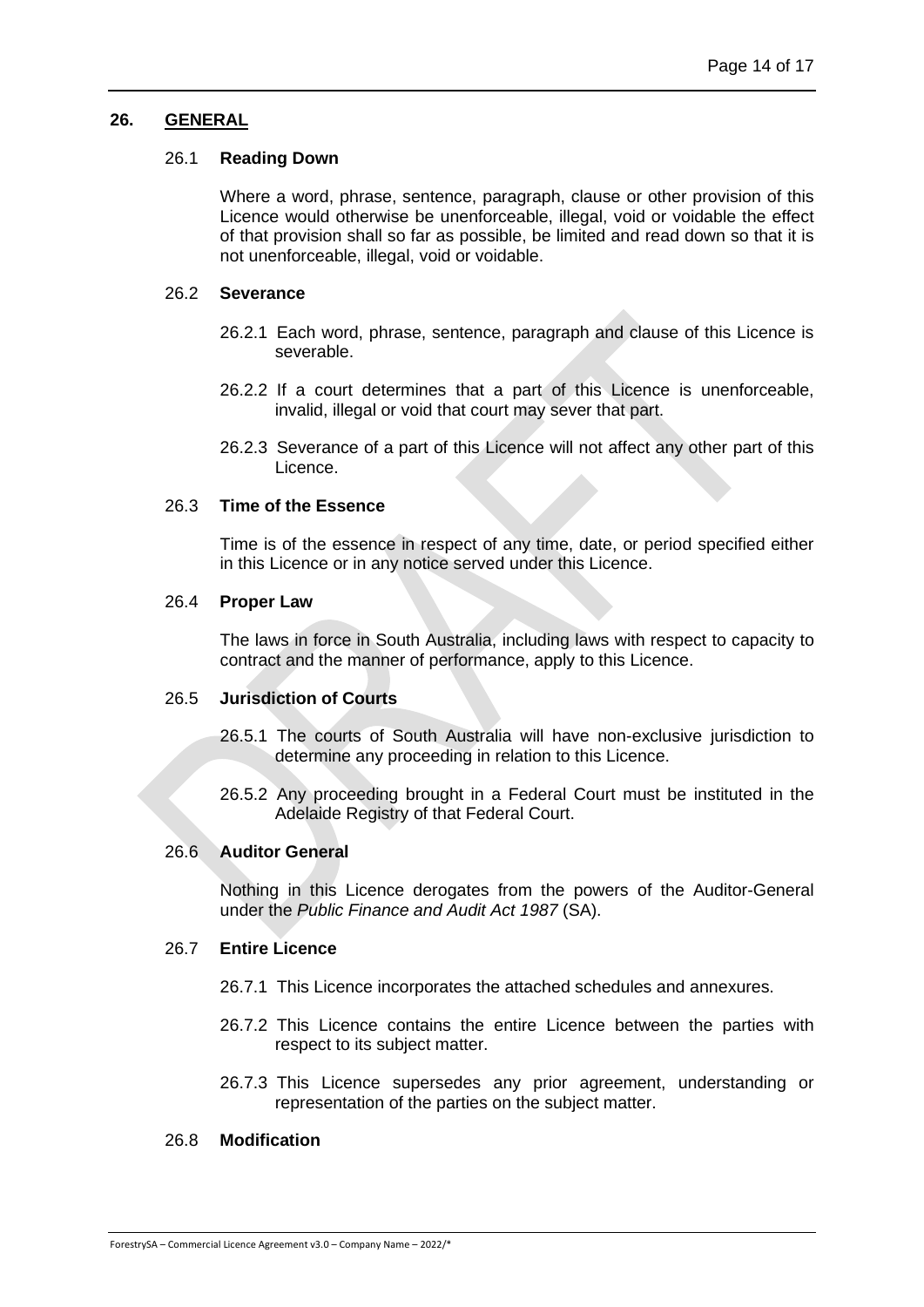## 26. GENERAL

### 26.1 Reading Down

Where a word, phrase, sentence, paragraph, clause or other provision of this Licence would otherwise be unenforceable, illegal, void or voidable the effect of that provision shall so far as possible, be limited and read down so that it is not unenforceable, illegal, void or voidable.

### 26.2 Severance

26.2.1 Each word, phrase, sentence, paragraph and clause of this Licence is severable.

26.2.2 If a court determines that a part of this Licence is unenforceable, invalid, illegal or void that court may sever that part.

26.2.3 Severance of a part of this Licence will not affect any other part of this Licence.

### 26.3 Time of the Essence

Time is of the essence in respect of any time, date, or period specified either in this Licence or in any notice served under this Licence.

### 26.4 Proper Law

The laws in force in South Australia, including laws with respect to capacity to contract and the manner of performance, apply to this Licence.

### 26.5 Jurisdiction of Courts

26.5.1 The courts of South Australia will have non-exclusive jurisdiction to determine any proceeding in relation to this Licence.

26.5.2 Any proceeding brought in a Federal Court must be instituted in the Adelaide Registry of that Federal Court.

### 26.6 Auditor General

Nothing in this Licence derogates from the powers of the Auditor-General under the *Public Finance and Audit Act 1987* (SA).

### 26.7 Entire Licence

26.7.1 This Licence incorporates the attached schedules and annexures.

26.7.2 This Licence contains the entire Licence between the parties with respect to its subject matter.

26.7.3 This Licence supersedes any prior agreement, understanding or representation of the parties on the subject matter.

### 26.8 Modification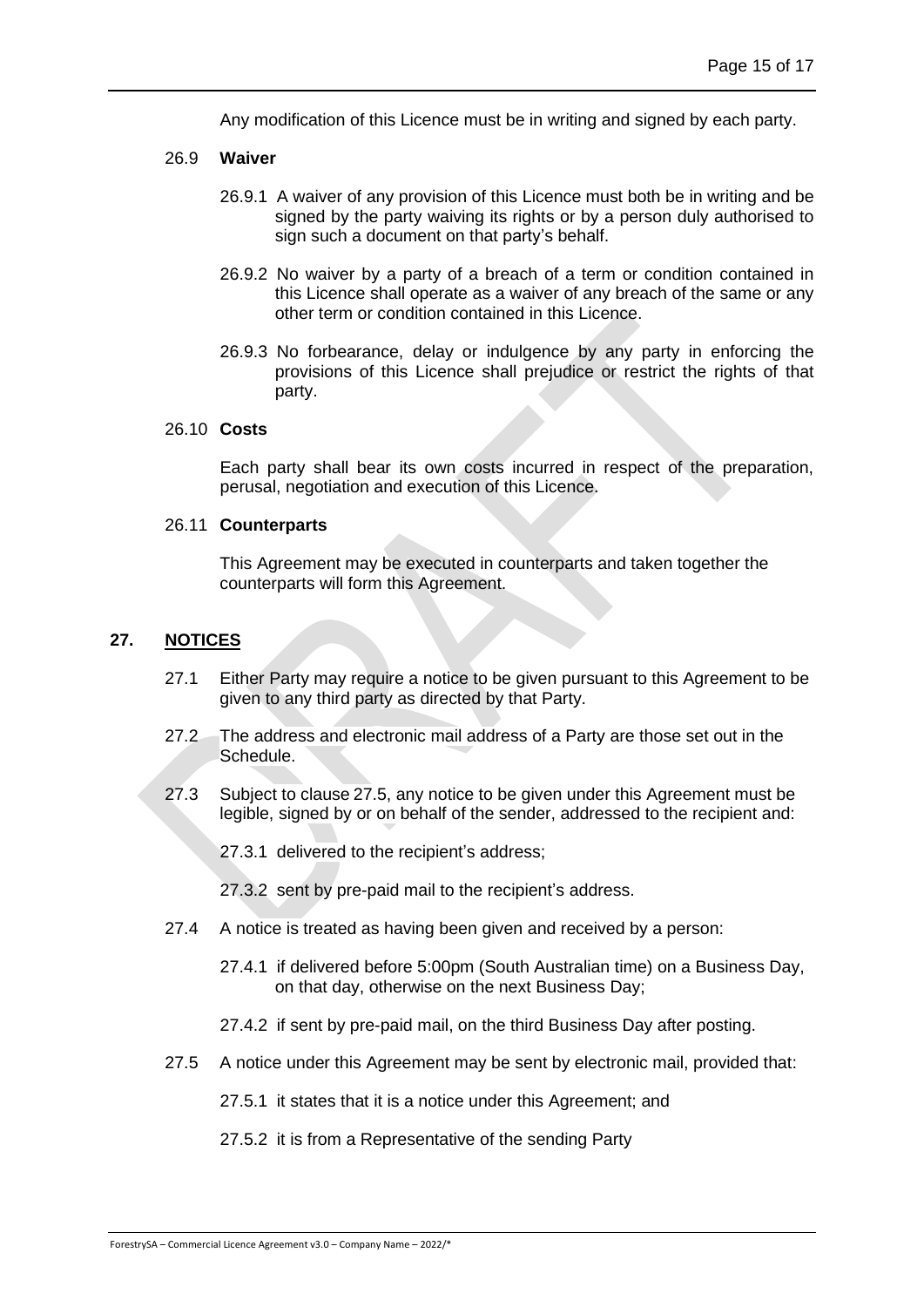Any modification of this Licence must be in writing and signed by each party.

26.9 **Waiver**

26.9.1 A waiver of any provision of this Licence must both be in writing and be signed by the party waiving its rights or by a person duly authorised to sign such a document on that party's behalf.

26.9.2 No waiver by a party of a breach of a term or condition contained in this Licence shall operate as a waiver of any breach of the same or any other term or condition contained in this Licence.

26.9.3 No forbearance, delay or indulgence by any party in enforcing the provisions of this Licence shall prejudice or restrict the rights of that party.

26.10 **Costs**

Each party shall bear its own costs incurred in respect of the preparation, perusal, negotiation and execution of this Licence.

26.11 **Counterparts**

This Agreement may be executed in counterparts and taken together the counterparts will form this Agreement.

## 27. NOTICES

27.1 Either Party may require a notice to be given pursuant to this Agreement to be given to any third party as directed by that Party.

27.2 The address and electronic mail address of a Party are those set out in the Schedule.

27.3 Subject to clause 27.5, any notice to be given under this Agreement must be legible, signed by or on behalf of the sender, addressed to the recipient and:

27.3.1 delivered to the recipient's address;

27.3.2 sent by pre-paid mail to the recipient's address.

27.4 A notice is treated as having been given and received by a person:

27.4.1 if delivered before 5:00pm (South Australian time) on a Business Day, on that day, otherwise on the next Business Day;

27.4.2 if sent by pre-paid mail, on the third Business Day after posting.

27.5 A notice under this Agreement may be sent by electronic mail, provided that:

27.5.1 it states that it is a notice under this Agreement; and

27.5.2 it is from a Representative of the sending Party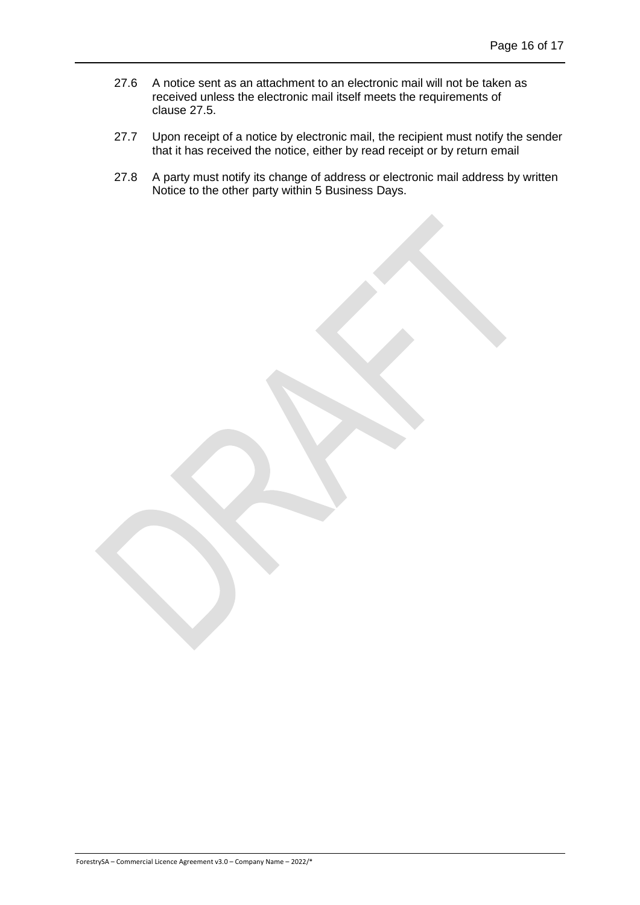27.6 A notice sent as an attachment to an electronic mail will not be taken as received unless the electronic mail itself meets the requirements of clause 27.5.

27.7 Upon receipt of a notice by electronic mail, the recipient must notify the sender that it has received the notice, either by read receipt or by return email

27.8 A party must notify its change of address or electronic mail address by written Notice to the other party within 5 Business Days.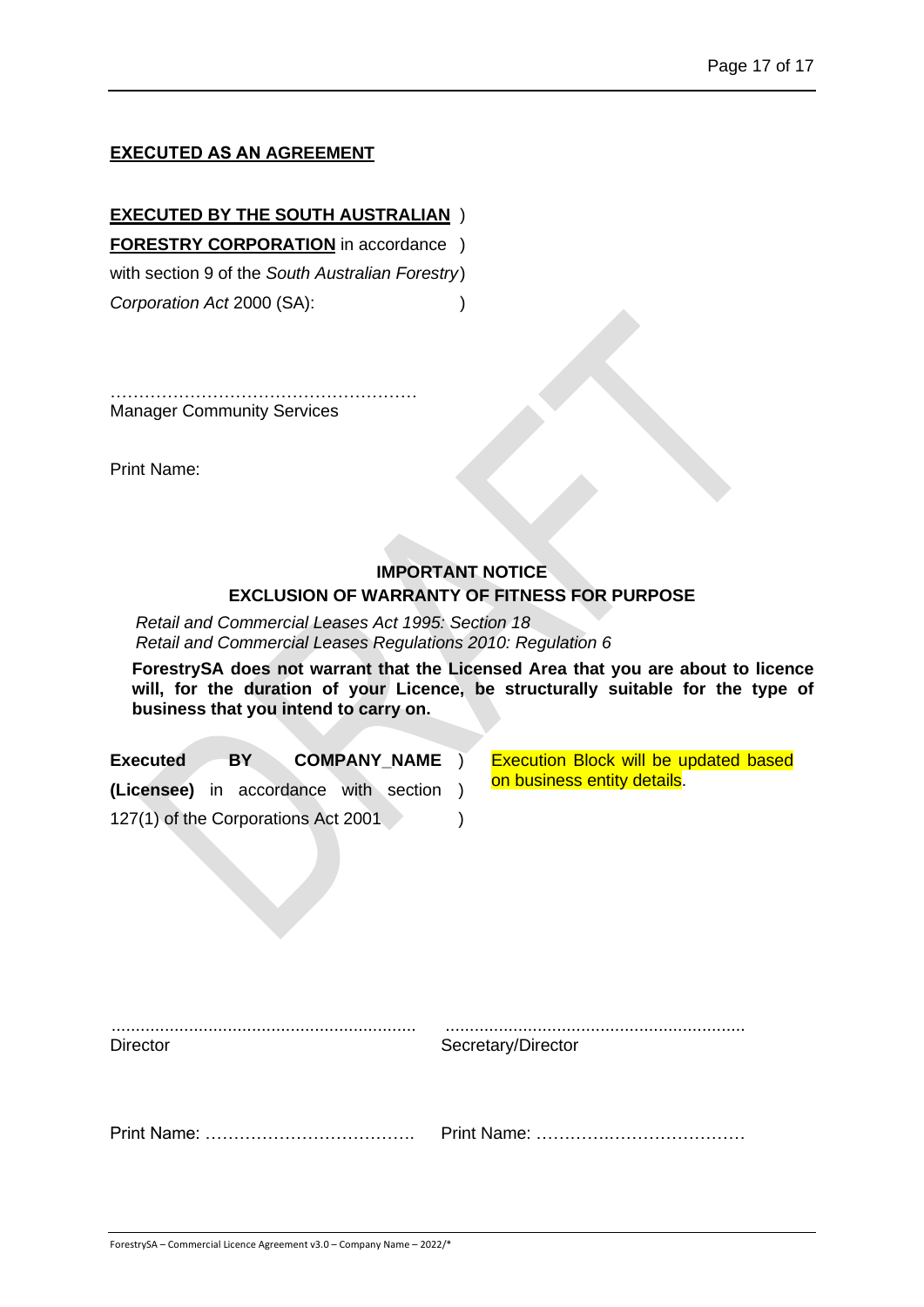**EXECUTED AS AN AGREEMENT**

**EXECUTED BY THE SOUTH AUSTRALIAN FORESTRY CORPORATION** in accordance with section 9 of the *South Australian Forestry Corporation Act* 2000 (SA):

……………………………………………
Manager Community Services

Print Name:

**IMPORTANT NOTICE**
**EXCLUSION OF WARRANTY OF FITNESS FOR PURPOSE**

*Retail and Commercial Leases Act 1995: Section 18*
*Retail and Commercial Leases Regulations 2010: Regulation 6*

**ForestrySA does not warrant that the Licensed Area that you are about to licence will, for the duration of your Licence, be structurally suitable for the type of business that you intend to carry on.**

**Executed BY COMPANY_NAME (Licensee)** in accordance with section 127(1) of the Corporations Act 2001

Execution Block will be updated based on business entity details.

| | |
|---|---|
| .............................................................. | .............................................................. |
| Director | Secretary/Director |
| Print Name: ………………………………. | Print Name: ………………………………… |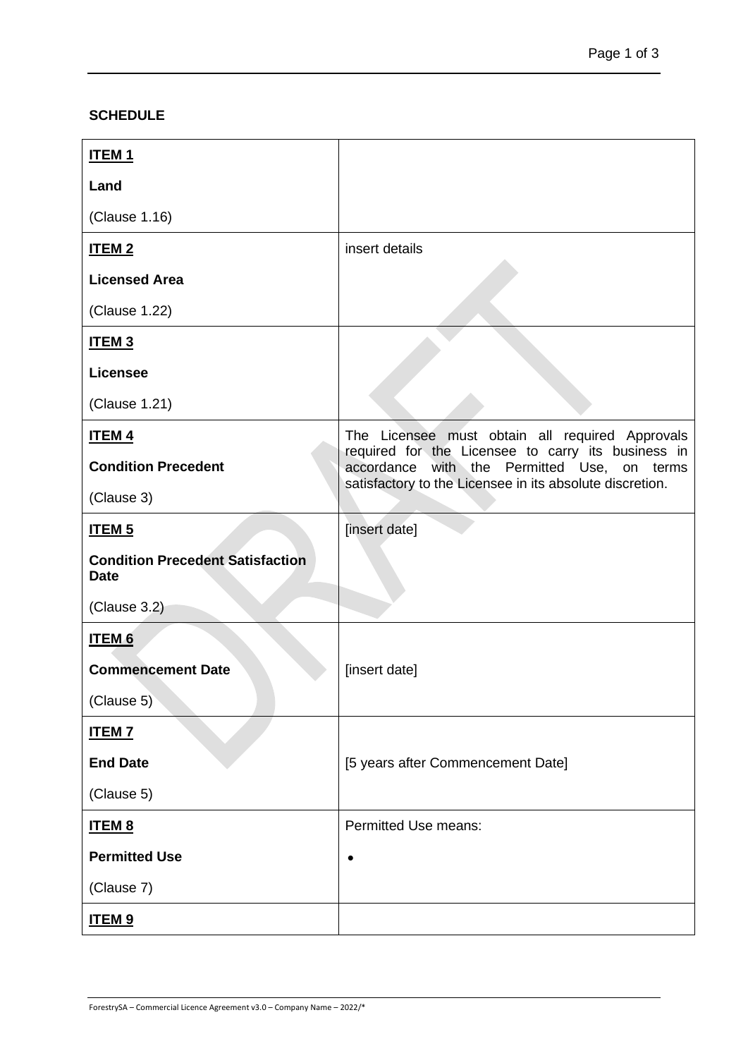**SCHEDULE**

| | |
|---|---|
| **ITEM 1**<br>**Land**<br>(Clause 1.16) | |
| **ITEM 2**<br>**Licensed Area**<br>(Clause 1.22) | insert details |
| **ITEM 3**<br>**Licensee**<br>(Clause 1.21) | |
| **ITEM 4**<br>**Condition Precedent**<br>(Clause 3) | The Licensee must obtain all required Approvals required for the Licensee to carry its business in accordance with the Permitted Use, on terms satisfactory to the Licensee in its absolute discretion. |
| **ITEM 5**<br>**Condition Precedent Satisfaction Date**<br>(Clause 3.2) | [insert date] |
| **ITEM 6**<br>**Commencement Date**<br>(Clause 5) | [insert date] |
| **ITEM 7**<br>**End Date**<br>(Clause 5) | [5 years after Commencement Date] |
| **ITEM 8**<br>**Permitted Use**<br>(Clause 7) | Permitted Use means:<br>• |
| **ITEM 9** | |

ForestrySA – Commercial Licence Agreement v3.0 – Company Name – 2022/*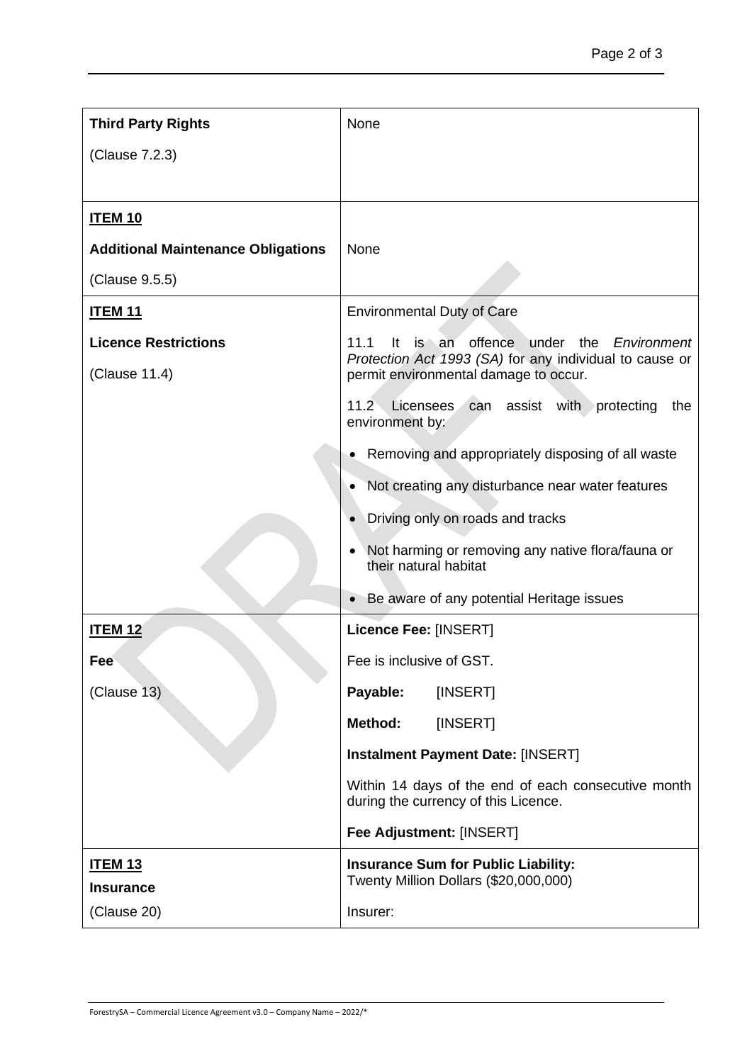| **Third Party Rights**<br><br>(Clause 7.2.3) | None |
|---|---|
| **ITEM 10**<br><br>**Additional Maintenance Obligations**<br><br>(Clause 9.5.5) | None |
| **ITEM 11**<br><br>**Licence Restrictions**<br><br>(Clause 11.4) | Environmental Duty of Care<br><br>11.1 It is an offence under the *Environment Protection Act 1993 (SA)* for any individual to cause or permit environmental damage to occur.<br><br>11.2 Licensees can assist with protecting the environment by:<br><br>• Removing and appropriately disposing of all waste<br>• Not creating any disturbance near water features<br>• Driving only on roads and tracks<br>• Not harming or removing any native flora/fauna or their natural habitat<br>• Be aware of any potential Heritage issues |
| **ITEM 12**<br><br>**Fee**<br><br>(Clause 13) | **Licence Fee:** [INSERT]<br><br>Fee is inclusive of GST.<br><br>**Payable:** [INSERT]<br><br>**Method:** [INSERT]<br><br>**Instalment Payment Date:** [INSERT]<br><br>Within 14 days of the end of each consecutive month during the currency of this Licence.<br><br>**Fee Adjustment:** [INSERT] |
| **ITEM 13**<br><br>**Insurance**<br><br>(Clause 20) | **Insurance Sum for Public Liability:**<br>Twenty Million Dollars ($20,000,000)<br><br>Insurer: |

ForestrySA – Commercial Licence Agreement v3.0 – Company Name – 2022/*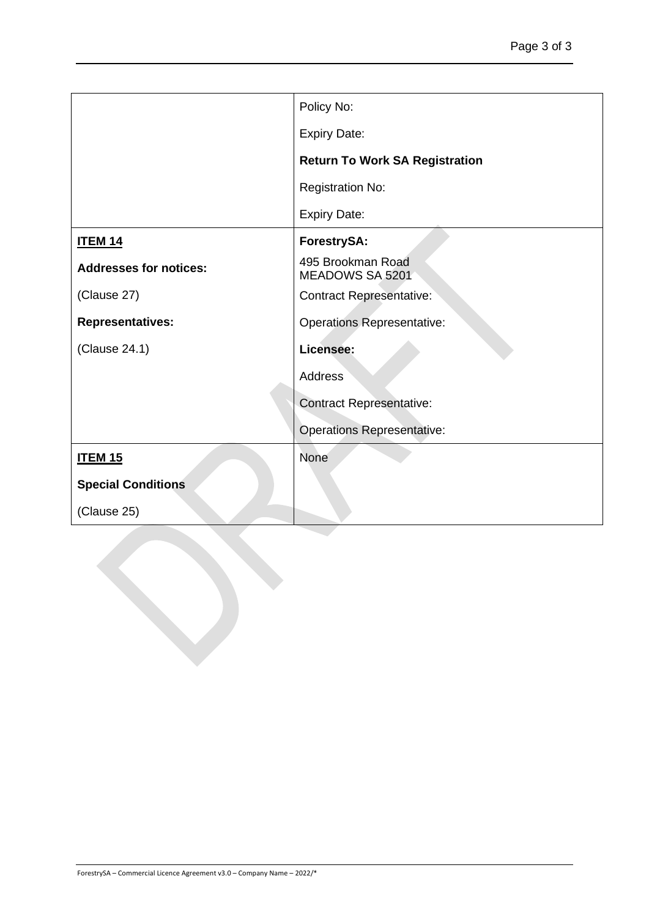| | |
|---|---|
| | Policy No: |
| | Expiry Date: |
| | **Return To Work SA Registration** |
| | Registration No: |
| | Expiry Date: |
| **ITEM 14** | **ForestrySA:** |
| **Addresses for notices:** | 495 Brookman Road<br>MEADOWS SA 5201 |
| (Clause 27) | Contract Representative: |
| **Representatives:** | Operations Representative: |
| (Clause 24.1) | **Licensee:** |
| | Address |
| | Contract Representative: |
| | Operations Representative: |
| **ITEM 15** | None |
| **Special Conditions** | |
| (Clause 25) | |

ForestrySA – Commercial Licence Agreement v3.0 – Company Name – 2022/*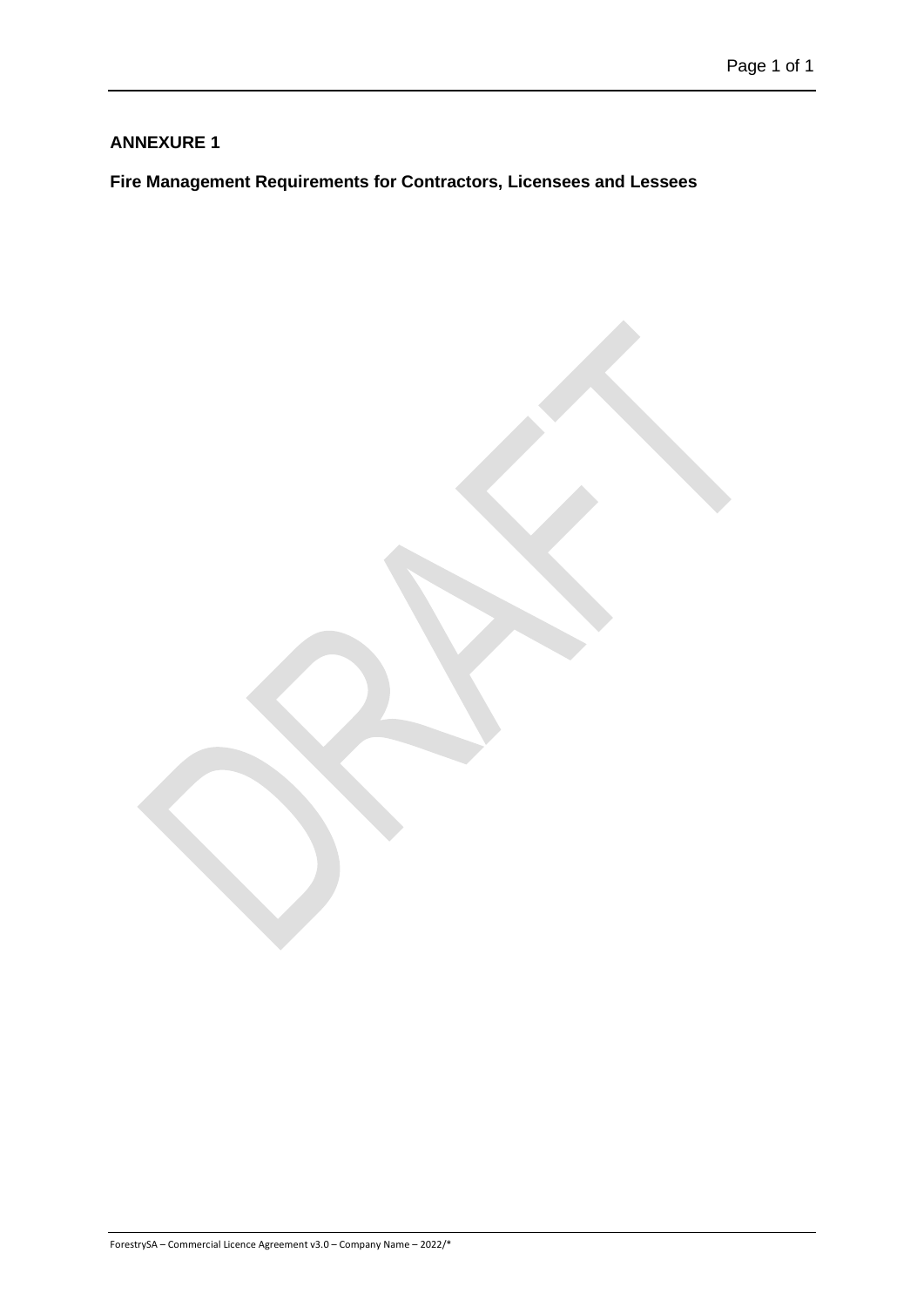**ANNEXURE 1**

**Fire Management Requirements for Contractors, Licensees and Lessees**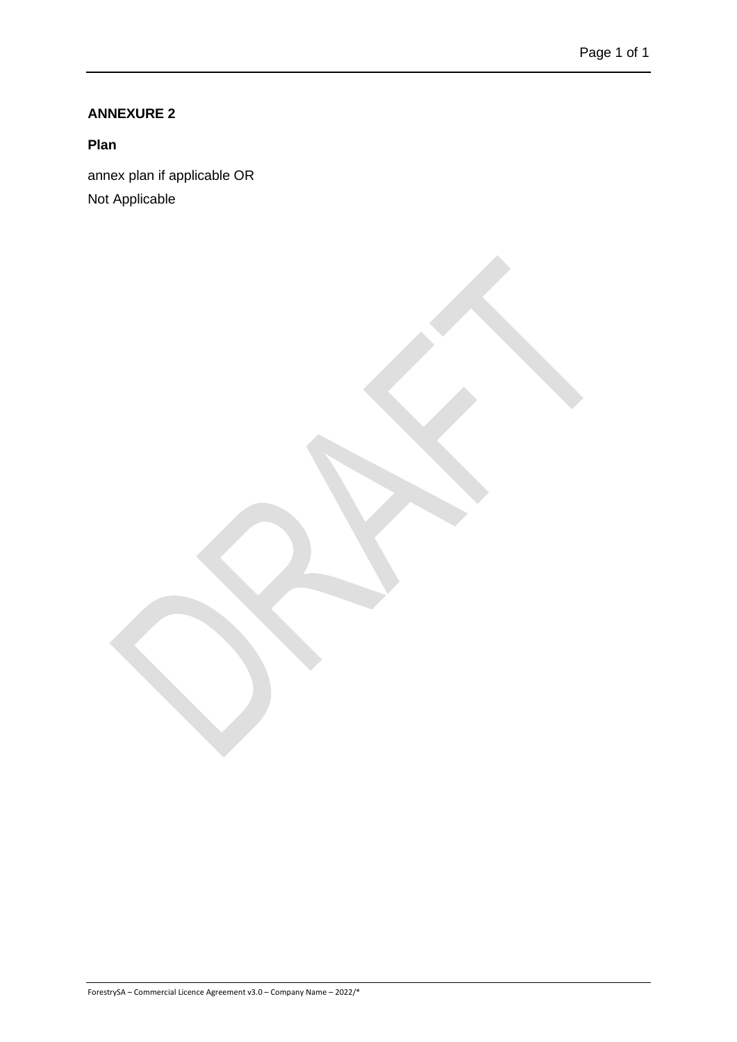**ANNEXURE 2**

**Plan**

annex plan if applicable OR

Not Applicable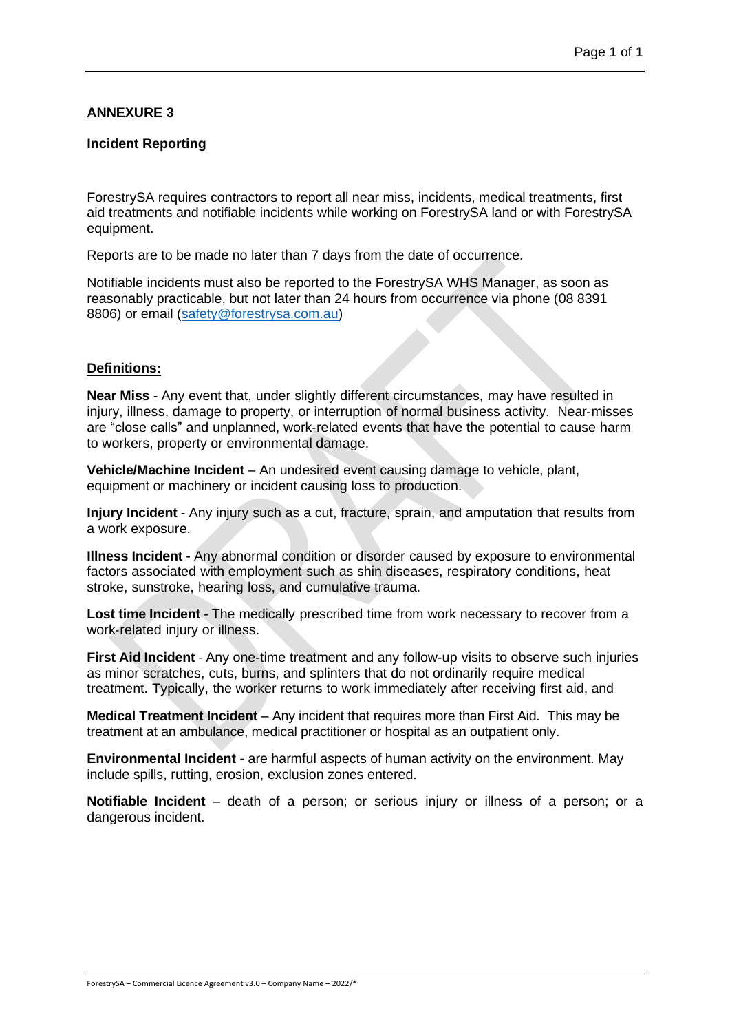## ANNEXURE 3

### Incident Reporting

ForestrySA requires contractors to report all near miss, incidents, medical treatments, first aid treatments and notifiable incidents while working on ForestrySA land or with ForestrySA equipment.

Reports are to be made no later than 7 days from the date of occurrence.

Notifiable incidents must also be reported to the ForestrySA WHS Manager, as soon as reasonably practicable, but not later than 24 hours from occurrence via phone (08 8391 8806) or email (safety@forestrysa.com.au)

**Definitions:**

**Near Miss** - Any event that, under slightly different circumstances, may have resulted in injury, illness, damage to property, or interruption of normal business activity. Near-misses are "close calls" and unplanned, work-related events that have the potential to cause harm to workers, property or environmental damage.

**Vehicle/Machine Incident** – An undesired event causing damage to vehicle, plant, equipment or machinery or incident causing loss to production.

**Injury Incident** - Any injury such as a cut, fracture, sprain, and amputation that results from a work exposure.

**Illness Incident** - Any abnormal condition or disorder caused by exposure to environmental factors associated with employment such as shin diseases, respiratory conditions, heat stroke, sunstroke, hearing loss, and cumulative trauma.

**Lost time Incident** - The medically prescribed time from work necessary to recover from a work-related injury or illness.

**First Aid Incident** - Any one-time treatment and any follow-up visits to observe such injuries as minor scratches, cuts, burns, and splinters that do not ordinarily require medical treatment. Typically, the worker returns to work immediately after receiving first aid, and

**Medical Treatment Incident** – Any incident that requires more than First Aid. This may be treatment at an ambulance, medical practitioner or hospital as an outpatient only.

**Environmental Incident -** are harmful aspects of human activity on the environment. May include spills, rutting, erosion, exclusion zones entered.

**Notifiable Incident** – death of a person; or serious injury or illness of a person; or a dangerous incident.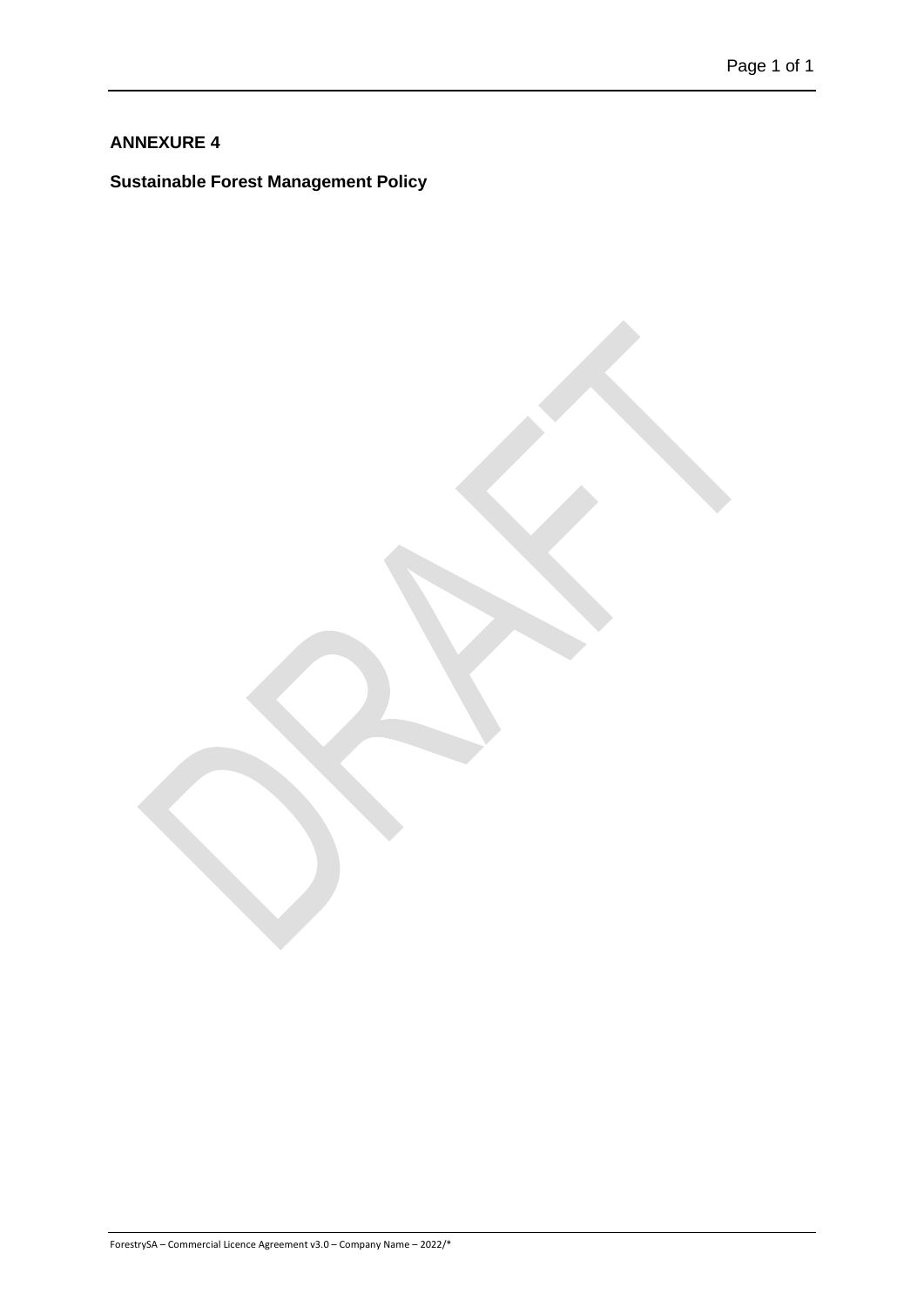**ANNEXURE 4**

**Sustainable Forest Management Policy**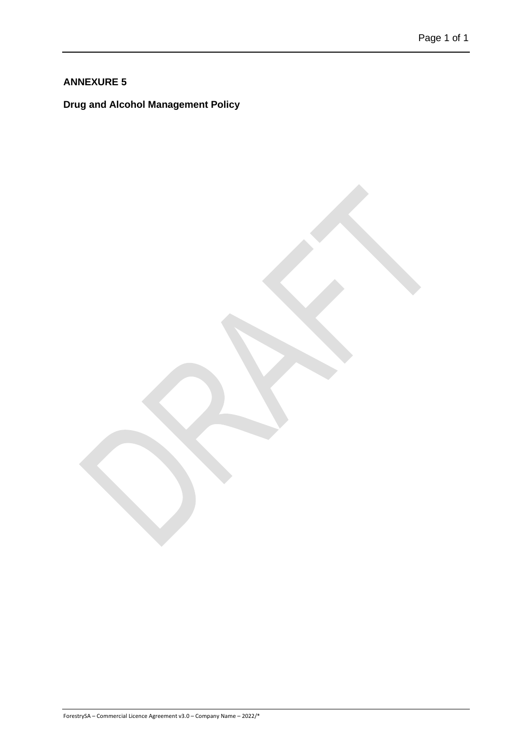**ANNEXURE 5**

**Drug and Alcohol Management Policy**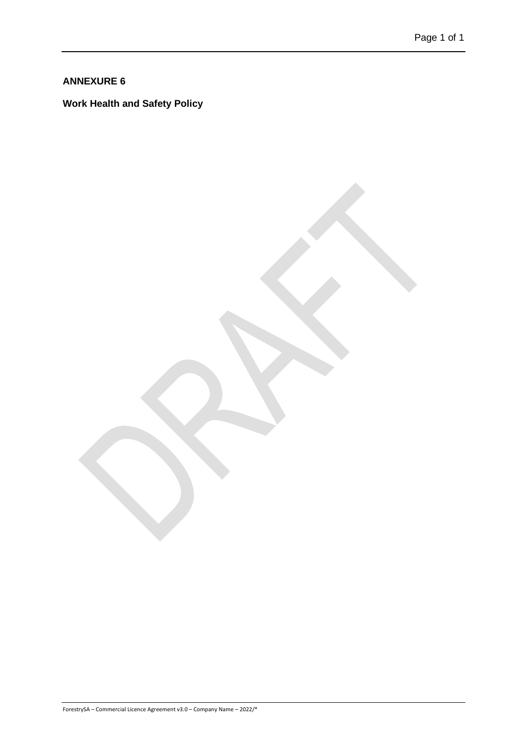**ANNEXURE 6**

**Work Health and Safety Policy**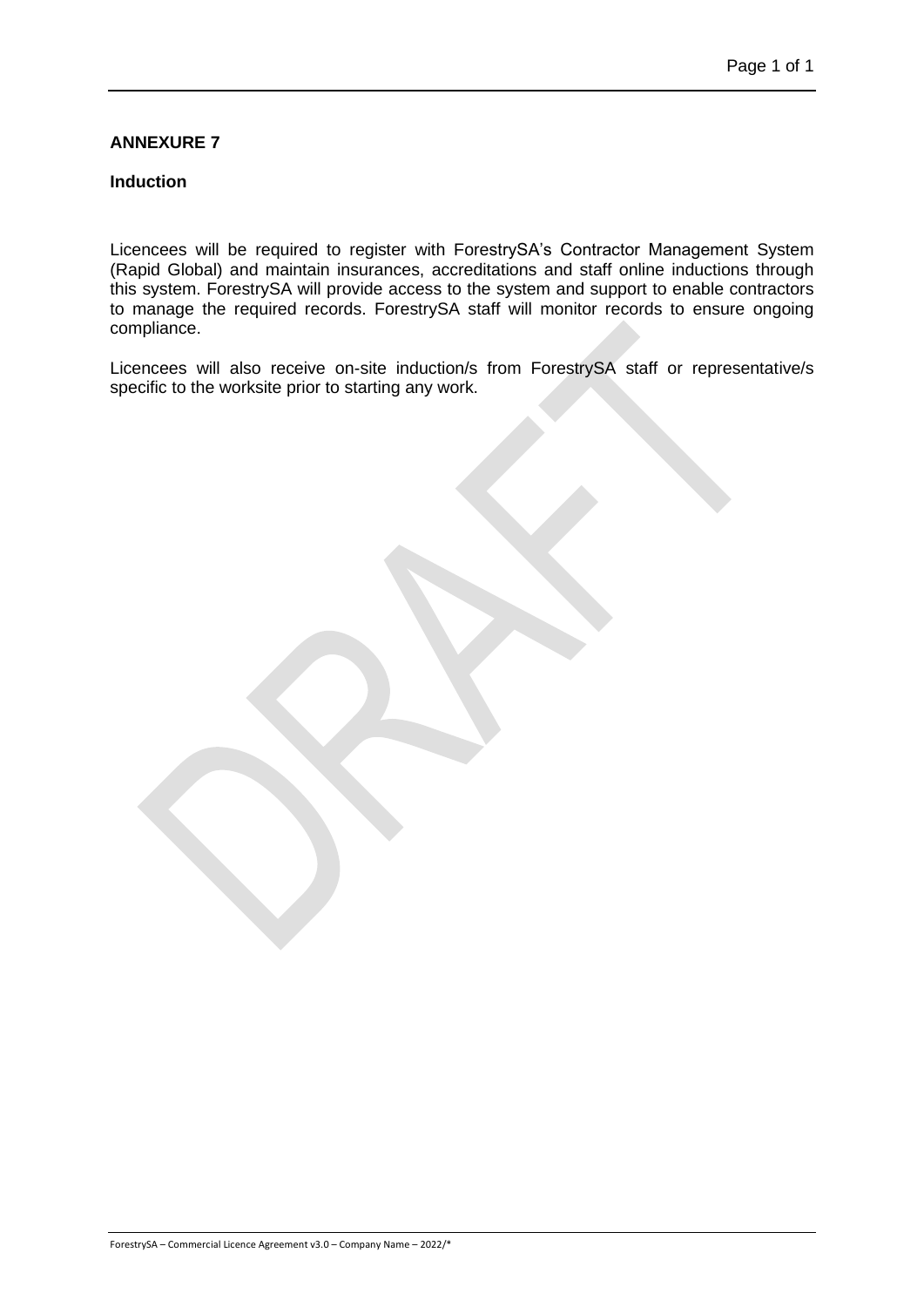**ANNEXURE 7**

**Induction**

Licencees will be required to register with ForestrySA's Contractor Management System (Rapid Global) and maintain insurances, accreditations and staff online inductions through this system. ForestrySA will provide access to the system and support to enable contractors to manage the required records. ForestrySA staff will monitor records to ensure ongoing compliance.

Licencees will also receive on-site induction/s from ForestrySA staff or representative/s specific to the worksite prior to starting any work.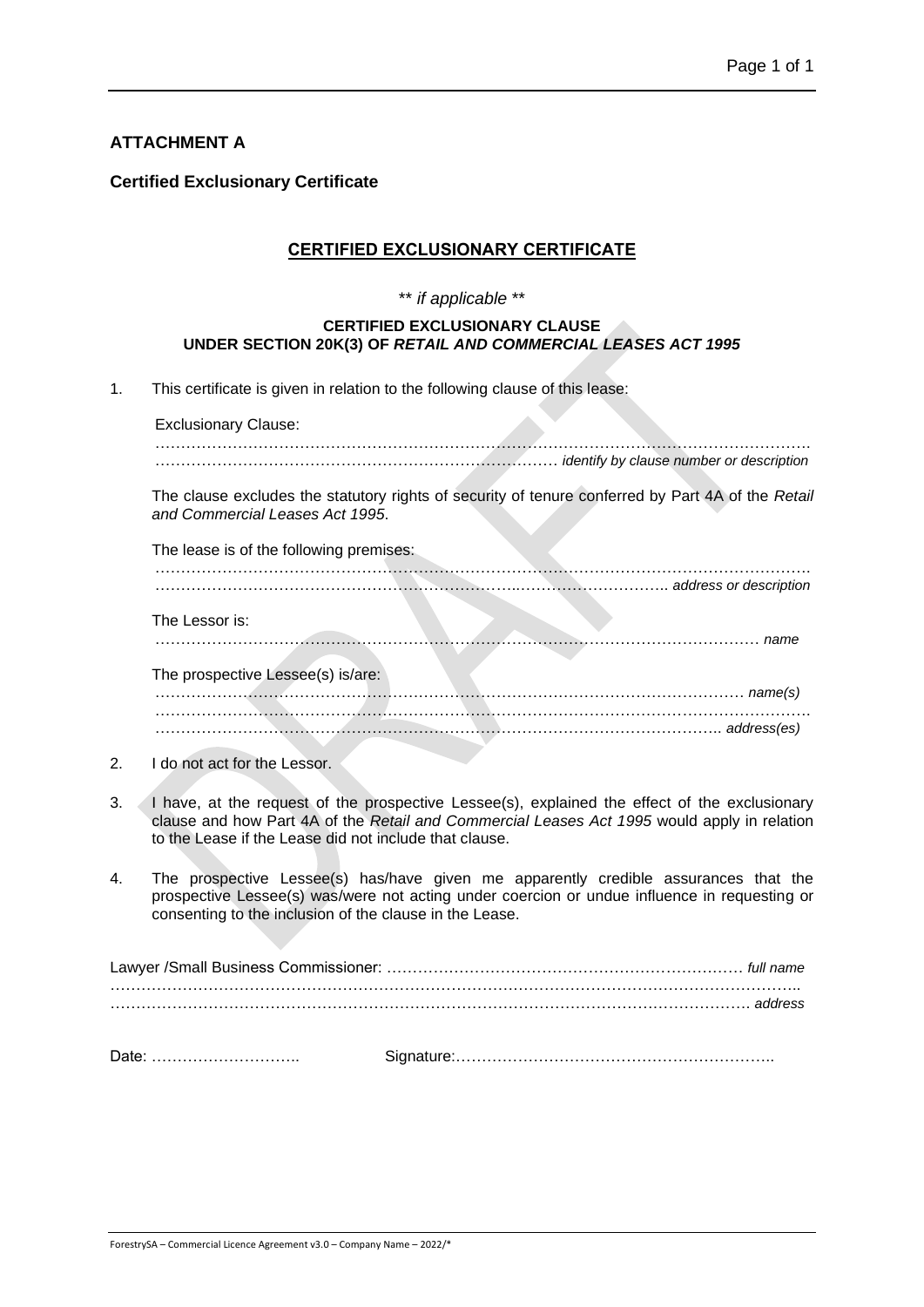## ATTACHMENT A

**Certified Exclusionary Certificate**

### CERTIFIED EXCLUSIONARY CERTIFICATE

*\*\* if applicable \*\**

**CERTIFIED EXCLUSIONARY CLAUSE**
**UNDER SECTION 20K(3) OF *RETAIL AND COMMERCIAL LEASES ACT 1995***

1. This certificate is given in relation to the following clause of this lease:

   Exclusionary Clause:
   ……………………………………………………………………………………………………………….
   ……………………………………………………………………… *identify by clause number or description*

   The clause excludes the statutory rights of security of tenure conferred by Part 4A of the *Retail and Commercial Leases Act 1995*.

   The lease is of the following premises:
   ……………………………………………………………………………………………………………….
   ……………………………………………………………………………………………….. *address or description*

   The Lessor is:
   ……………………………………………………………………………………………………… *name*

   The prospective Lessee(s) is/are:
   ……………………………………………………………………………………………………… *name(s)*
   ……………………………………………………………………………………………………………….
   ……………………………………………………………………………………………….. *address(es)*

2. I do not act for the Lessor.

3. I have, at the request of the prospective Lessee(s), explained the effect of the exclusionary clause and how Part 4A of the *Retail and Commercial Leases Act 1995* would apply in relation to the Lease if the Lease did not include that clause.

4. The prospective Lessee(s) has/have given me apparently credible assurances that the prospective Lessee(s) was/were not acting under coercion or undue influence in requesting or consenting to the inclusion of the clause in the Lease.

Lawyer /Small Business Commissioner: …………………………………………………………… *full name*
………………………………………………………………………………………………………………..
………………………………………………………………………………………………………… *address*

Date: ……………………….. Signature:……………………………………………………..